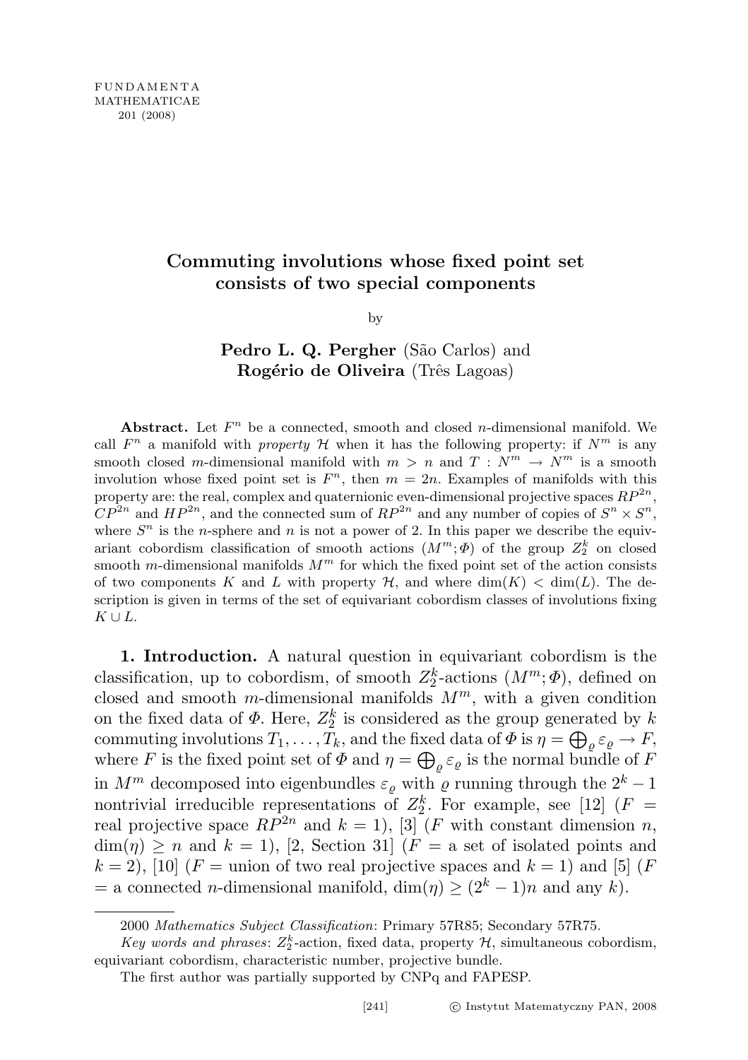# Commuting involutions whose fixed point set consists of two special components

by

**Pedro L. Q. Pergher** (São Carlos) and **Rogério de Oliveira** (Três Lagoas)

**Abstract.** Let $F^n$ be a connected, smooth and closed $n$-dimensional manifold. We call $F^n$ a manifold with *property* $\mathcal{H}$ when it has the following property: if $N^m$ is any smooth closed $m$-dimensional manifold with $m > n$ and $T : N^m \to N^m$ is a smooth involution whose fixed point set is $F^n$, then $m = 2n$. Examples of manifolds with this property are: the real, complex and quaternionic even-dimensional projective spaces $RP^{2n}$, $CP^{2n}$ and $HP^{2n}$, and the connected sum of $RP^{2n}$ and any number of copies of $S^n \times S^n$, where $S^n$ is the $n$-sphere and $n$ is not a power of 2. In this paper we describe the equivariant cobordism classification of smooth actions $(M^m; \Phi)$ of the group $Z_2^k$ on closed smooth $m$-dimensional manifolds $M^m$ for which the fixed point set of the action consists of two components $K$ and $L$ with property $\mathcal{H}$, and where $\dim(K) < \dim(L)$. The description is given in terms of the set of equivariant cobordism classes of involutions fixing $K \cup L$.

**1. Introduction.** A natural question in equivariant cobordism is the classification, up to cobordism, of smooth $Z_2^k$-actions $(M^m; \Phi)$, defined on closed and smooth $m$-dimensional manifolds $M^m$, with a given condition on the fixed data of $\Phi$. Here, $Z_2^k$ is considered as the group generated by $k$ commuting involutions $T_1, \ldots, T_k$, and the fixed data of $\Phi$ is $\eta = \bigoplus_\varrho \varepsilon_\varrho \to F$, where $F$ is the fixed point set of $\Phi$ and $\eta = \bigoplus_\varrho \varepsilon_\varrho$ is the normal bundle of $F$ in $M^m$ decomposed into eigenbundles $\varepsilon_\varrho$ with $\varrho$ running through the $2^k - 1$ nontrivial irreducible representations of $Z_2^k$. For example, see [12] ($F$ = real projective space $RP^{2n}$ and $k = 1$), [3] ($F$ with constant dimension $n$, $\dim(\eta) \geq n$ and $k = 1$), [2, Section 31] ($F$ = a set of isolated points and $k = 2$), [10] ($F$ = union of two real projective spaces and $k = 1$) and [5] ($F$ = a connected $n$-dimensional manifold, $\dim(\eta) \geq (2^k - 1)n$ and any $k$).

---

2000 *Mathematics Subject Classification*: Primary 57R85; Secondary 57R75.

*Key words and phrases*: $Z_2^k$-action, fixed data, property $\mathcal{H}$, simultaneous cobordism, equivariant cobordism, characteristic number, projective bundle.

The first author was partially supported by CNPq and FAPESP.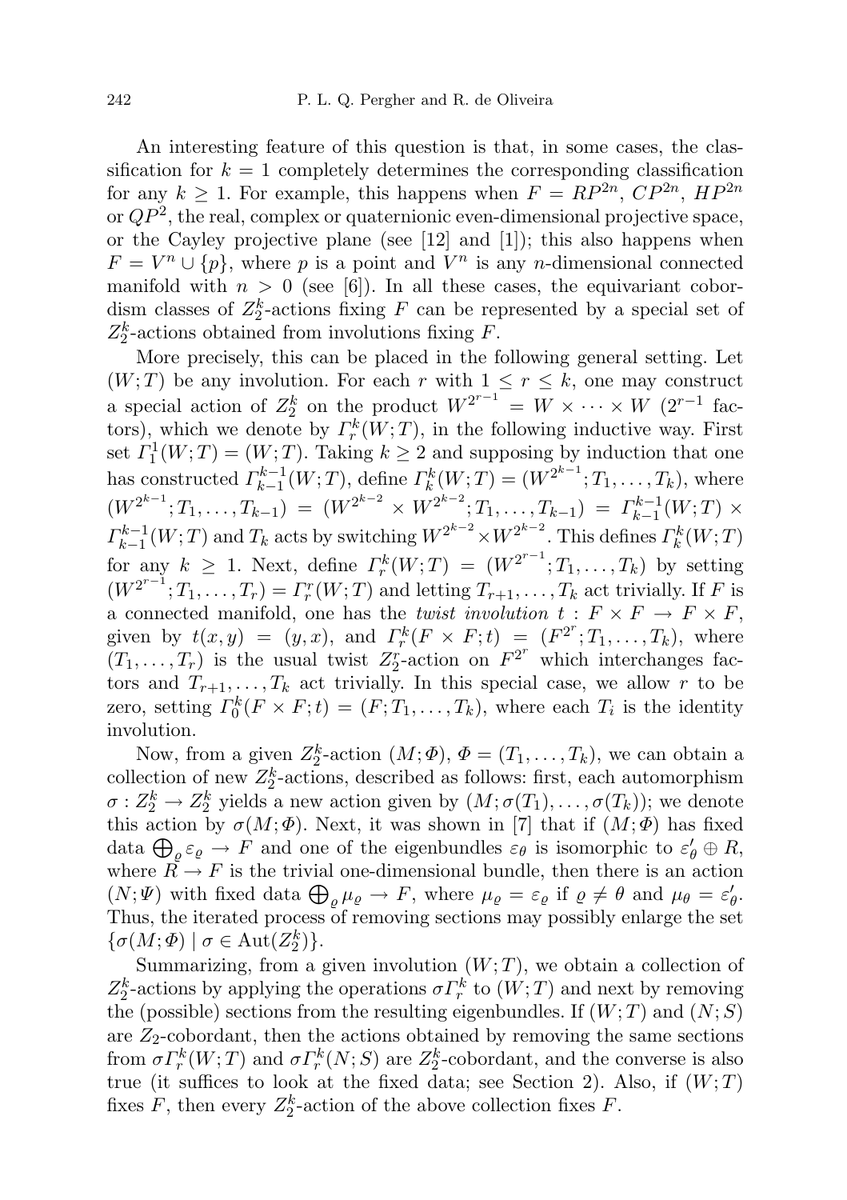An interesting feature of this question is that, in some cases, the classification for $k = 1$ completely determines the corresponding classification for any $k \geq 1$. For example, this happens when $F = RP^{2n}$, $CP^{2n}$, $HP^{2n}$ or $QP^2$, the real, complex or quaternionic even-dimensional projective space, or the Cayley projective plane (see [12] and [1]); this also happens when $F = V^n \cup \{p\}$, where $p$ is a point and $V^n$ is any $n$-dimensional connected manifold with $n > 0$ (see [6]). In all these cases, the equivariant cobordism classes of $Z_2^k$-actions fixing $F$ can be represented by a special set of $Z_2^k$-actions obtained from involutions fixing $F$.

More precisely, this can be placed in the following general setting. Let $(W;T)$ be any involution. For each $r$ with $1 \leq r \leq k$, one may construct a special action of $Z_2^k$ on the product $W^{2^{r-1}} = W \times \cdots \times W$ ($2^{r-1}$ factors), which we denote by $\Gamma_r^k(W;T)$, in the following inductive way. First set $\Gamma_1^1(W;T) = (W;T)$. Taking $k \geq 2$ and supposing by induction that one has constructed $\Gamma_{k-1}^{k-1}(W;T)$, define $\Gamma_k^k(W;T) = (W^{2^{k-1}};T_1,\ldots,T_k)$, where $(W^{2^{k-1}};T_1,\ldots,T_{k-1}) = (W^{2^{k-2}} \times W^{2^{k-2}};T_1,\ldots,T_{k-1}) = \Gamma_{k-1}^{k-1}(W;T) \times \Gamma_{k-1}^{k-1}(W;T)$ and $T_k$ acts by switching $W^{2^{k-2}} \times W^{2^{k-2}}$. This defines $\Gamma_k^k(W;T)$ for any $k \geq 1$. Next, define $\Gamma_r^k(W;T) = (W^{2^{r-1}};T_1,\ldots,T_k)$ by setting $(W^{2^{r-1}};T_1,\ldots,T_r) = \Gamma_r^r(W;T)$ and letting $T_{r+1},\ldots,T_k$ act trivially. If $F$ is a connected manifold, one has the *twist involution* $t : F \times F \to F \times F$, given by $t(x,y) = (y,x)$, and $\Gamma_r^k(F \times F;t) = (F^{2^r};T_1,\ldots,T_k)$, where $(T_1,\ldots,T_r)$ is the usual twist $Z_2^r$-action on $F^{2^r}$ which interchanges factors and $T_{r+1},\ldots,T_k$ act trivially. In this special case, we allow $r$ to be zero, setting $\Gamma_0^k(F \times F;t) = (F;T_1,\ldots,T_k)$, where each $T_i$ is the identity involution.

Now, from a given $Z_2^k$-action $(M;\Phi)$, $\Phi = (T_1,\ldots,T_k)$, we can obtain a collection of new $Z_2^k$-actions, described as follows: first, each automorphism $\sigma : Z_2^k \to Z_2^k$ yields a new action given by $(M;\sigma(T_1),\ldots,\sigma(T_k))$; we denote this action by $\sigma(M;\Phi)$. Next, it was shown in [7] that if $(M;\Phi)$ has fixed data $\bigoplus_\varrho \varepsilon_\varrho \to F$ and one of the eigenbundles $\varepsilon_\theta$ is isomorphic to $\varepsilon'_\theta \oplus R$, where $R \to F$ is the trivial one-dimensional bundle, then there is an action $(N;\Psi)$ with fixed data $\bigoplus_\varrho \mu_\varrho \to F$, where $\mu_\varrho = \varepsilon_\varrho$ if $\varrho \neq \theta$ and $\mu_\theta = \varepsilon'_\theta$. Thus, the iterated process of removing sections may possibly enlarge the set $\{\sigma(M;\Phi) \mid \sigma \in \mathrm{Aut}(Z_2^k)\}$.

Summarizing, from a given involution $(W;T)$, we obtain a collection of $Z_2^k$-actions by applying the operations $\sigma\Gamma_r^k$ to $(W;T)$ and next by removing the (possible) sections from the resulting eigenbundles. If $(W;T)$ and $(N;S)$ are $Z_2$-cobordant, then the actions obtained by removing the same sections from $\sigma\Gamma_r^k(W;T)$ and $\sigma\Gamma_r^k(N;S)$ are $Z_2^k$-cobordant, and the converse is also true (it suffices to look at the fixed data; see Section 2). Also, if $(W;T)$ fixes $F$, then every $Z_2^k$-action of the above collection fixes $F$.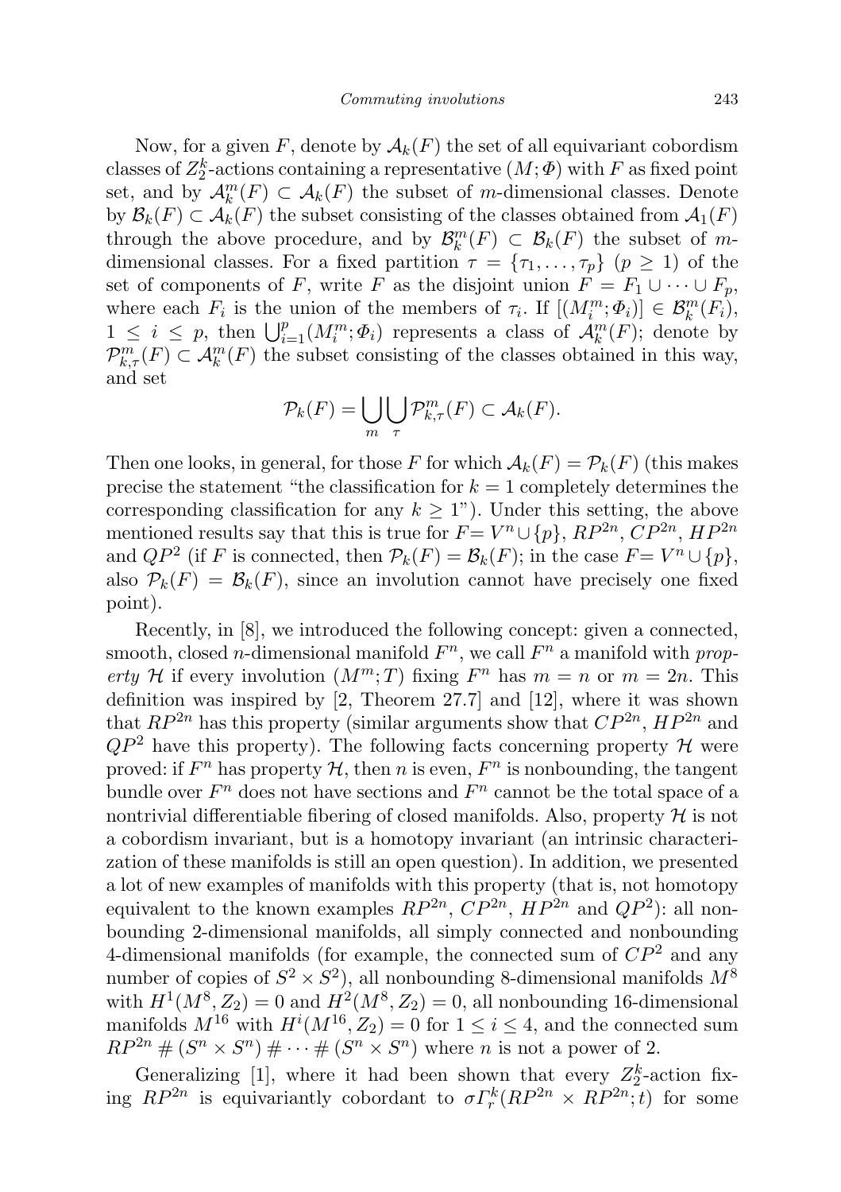Now, for a given $F$, denote by $\mathcal{A}_k(F)$ the set of all equivariant cobordism classes of $Z_2^k$-actions containing a representative $(M;\Phi)$ with $F$ as fixed point set, and by $\mathcal{A}_k^m(F) \subset \mathcal{A}_k(F)$ the subset of $m$-dimensional classes. Denote by $\mathcal{B}_k(F) \subset \mathcal{A}_k(F)$ the subset consisting of the classes obtained from $\mathcal{A}_1(F)$ through the above procedure, and by $\mathcal{B}_k^m(F) \subset \mathcal{B}_k(F)$ the subset of $m$-dimensional classes. For a fixed partition $\tau = \{\tau_1, \ldots, \tau_p\}$ ($p \geq 1$) of the set of components of $F$, write $F$ as the disjoint union $F = F_1 \cup \cdots \cup F_p$, where each $F_i$ is the union of the members of $\tau_i$. If $[(M_i^m;\Phi_i)] \in \mathcal{B}_k^m(F_i)$, $1 \leq i \leq p$, then $\bigcup_{i=1}^p (M_i^m;\Phi_i)$ represents a class of $\mathcal{A}_k^m(F)$; denote by $\mathcal{P}_{k,\tau}^m(F) \subset \mathcal{A}_k^m(F)$ the subset consisting of the classes obtained in this way, and set

$$\mathcal{P}_k(F) = \bigcup_m \bigcup_\tau \mathcal{P}_{k,\tau}^m(F) \subset \mathcal{A}_k(F).$$

Then one looks, in general, for those $F$ for which $\mathcal{A}_k(F) = \mathcal{P}_k(F)$ (this makes precise the statement "the classification for $k=1$ completely determines the corresponding classification for any $k \geq 1$"). Under this setting, the above mentioned results say that this is true for $F = V^n \cup \{p\}$, $RP^{2n}$, $CP^{2n}$, $HP^{2n}$ and $QP^2$ (if $F$ is connected, then $\mathcal{P}_k(F) = \mathcal{B}_k(F)$; in the case $F = V^n \cup \{p\}$, also $\mathcal{P}_k(F) = \mathcal{B}_k(F)$, since an involution cannot have precisely one fixed point).

Recently, in [8], we introduced the following concept: given a connected, smooth, closed $n$-dimensional manifold $F^n$, we call $F^n$ a manifold with *property* $\mathcal{H}$ if every involution $(M^m;T)$ fixing $F^n$ has $m = n$ or $m = 2n$. This definition was inspired by [2, Theorem 27.7] and [12], where it was shown that $RP^{2n}$ has this property (similar arguments show that $CP^{2n}$, $HP^{2n}$ and $QP^2$ have this property). The following facts concerning property $\mathcal{H}$ were proved: if $F^n$ has property $\mathcal{H}$, then $n$ is even, $F^n$ is nonbounding, the tangent bundle over $F^n$ does not have sections and $F^n$ cannot be the total space of a nontrivial differentiable fibering of closed manifolds. Also, property $\mathcal{H}$ is not a cobordism invariant, but is a homotopy invariant (an intrinsic characterization of these manifolds is still an open question). In addition, we presented a lot of new examples of manifolds with this property (that is, not homotopy equivalent to the known examples $RP^{2n}$, $CP^{2n}$, $HP^{2n}$ and $QP^2$): all nonbounding 2-dimensional manifolds, all simply connected and nonbounding 4-dimensional manifolds (for example, the connected sum of $CP^2$ and any number of copies of $S^2 \times S^2$), all nonbounding 8-dimensional manifolds $M^8$ with $H^1(M^8, Z_2) = 0$ and $H^2(M^8, Z_2) = 0$, all nonbounding 16-dimensional manifolds $M^{16}$ with $H^i(M^{16}, Z_2) = 0$ for $1 \leq i \leq 4$, and the connected sum $RP^{2n} \# (S^n \times S^n) \# \cdots \# (S^n \times S^n)$ where $n$ is not a power of 2.

Generalizing [1], where it had been shown that every $Z_2^k$-action fixing $RP^{2n}$ is equivariantly cobordant to $\sigma\Gamma_r^k(RP^{2n} \times RP^{2n};t)$ for some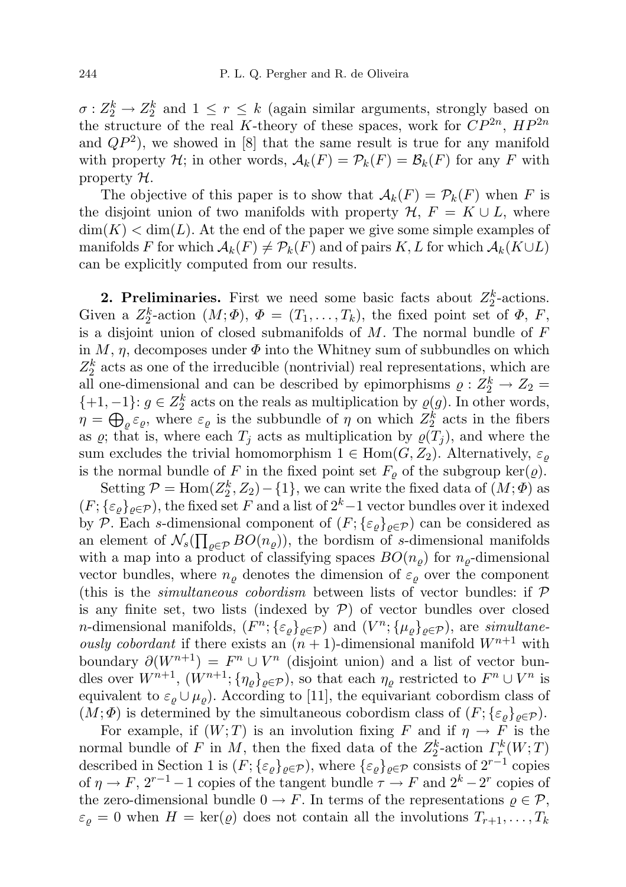$\sigma : Z_2^k \to Z_2^k$ and $1 \le r \le k$ (again similar arguments, strongly based on the structure of the real $K$-theory of these spaces, work for $CP^{2n}$, $HP^{2n}$ and $QP^2$), we showed in [8] that the same result is true for any manifold with property $\mathcal{H}$; in other words, $\mathcal{A}_k(F) = \mathcal{P}_k(F) = \mathcal{B}_k(F)$ for any $F$ with property $\mathcal{H}$.

The objective of this paper is to show that $\mathcal{A}_k(F) = \mathcal{P}_k(F)$ when $F$ is the disjoint union of two manifolds with property $\mathcal{H}$, $F = K \cup L$, where $\dim(K) < \dim(L)$. At the end of the paper we give some simple examples of manifolds $F$ for which $\mathcal{A}_k(F) \neq \mathcal{P}_k(F)$ and of pairs $K, L$ for which $\mathcal{A}_k(K \cup L)$ can be explicitly computed from our results.

**2. Preliminaries.** First we need some basic facts about $Z_2^k$-actions. Given a $Z_2^k$-action $(M; \Phi)$, $\Phi = (T_1, \ldots, T_k)$, the fixed point set of $\Phi$, $F$, is a disjoint union of closed submanifolds of $M$. The normal bundle of $F$ in $M$, $\eta$, decomposes under $\Phi$ into the Whitney sum of subbundles on which $Z_2^k$ acts as one of the irreducible (nontrivial) real representations, which are all one-dimensional and can be described by epimorphisms $\varrho : Z_2^k \to Z_2 = \{+1, -1\}$: $g \in Z_2^k$ acts on the reals as multiplication by $\varrho(g)$. In other words, $\eta = \bigoplus_\varrho \varepsilon_\varrho$, where $\varepsilon_\varrho$ is the subbundle of $\eta$ on which $Z_2^k$ acts in the fibers as $\varrho$; that is, where each $T_j$ acts as multiplication by $\varrho(T_j)$, and where the sum excludes the trivial homomorphism $1 \in \mathrm{Hom}(G, Z_2)$. Alternatively, $\varepsilon_\varrho$ is the normal bundle of $F$ in the fixed point set $F_\varrho$ of the subgroup $\ker(\varrho)$.

Setting $\mathcal{P} = \mathrm{Hom}(Z_2^k, Z_2) - \{1\}$, we can write the fixed data of $(M; \Phi)$ as $(F; \{\varepsilon_\varrho\}_{\varrho \in \mathcal{P}})$, the fixed set $F$ and a list of $2^k - 1$ vector bundles over it indexed by $\mathcal{P}$. Each $s$-dimensional component of $(F; \{\varepsilon_\varrho\}_{\varrho \in \mathcal{P}})$ can be considered as an element of $\mathcal{N}_s(\prod_{\varrho \in \mathcal{P}} BO(n_\varrho))$, the bordism of $s$-dimensional manifolds with a map into a product of classifying spaces $BO(n_\varrho)$ for $n_\varrho$-dimensional vector bundles, where $n_\varrho$ denotes the dimension of $\varepsilon_\varrho$ over the component (this is the *simultaneous cobordism* between lists of vector bundles: if $\mathcal{P}$ is any finite set, two lists (indexed by $\mathcal{P}$) of vector bundles over closed $n$-dimensional manifolds, $(F^n; \{\varepsilon_\varrho\}_{\varrho \in \mathcal{P}})$ and $(V^n; \{\mu_\varrho\}_{\varrho \in \mathcal{P}})$, are *simultaneously cobordant* if there exists an $(n+1)$-dimensional manifold $W^{n+1}$ with boundary $\partial(W^{n+1}) = F^n \cup V^n$ (disjoint union) and a list of vector bundles over $W^{n+1}$, $(W^{n+1}; \{\eta_\varrho\}_{\varrho \in \mathcal{P}})$, so that each $\eta_\varrho$ restricted to $F^n \cup V^n$ is equivalent to $\varepsilon_\varrho \cup \mu_\varrho$). According to [11], the equivariant cobordism class of $(M; \Phi)$ is determined by the simultaneous cobordism class of $(F; \{\varepsilon_\varrho\}_{\varrho \in \mathcal{P}})$.

For example, if $(W; T)$ is an involution fixing $F$ and if $\eta \to F$ is the normal bundle of $F$ in $M$, then the fixed data of the $Z_2^k$-action $\Gamma_r^k(W; T)$ described in Section 1 is $(F; \{\varepsilon_\varrho\}_{\varrho \in \mathcal{P}})$, where $\{\varepsilon_\varrho\}_{\varrho \in \mathcal{P}}$ consists of $2^{r-1}$ copies of $\eta \to F$, $2^{r-1} - 1$ copies of the tangent bundle $\tau \to F$ and $2^k - 2^r$ copies of the zero-dimensional bundle $0 \to F$. In terms of the representations $\varrho \in \mathcal{P}$, $\varepsilon_\varrho = 0$ when $H = \ker(\varrho)$ does not contain all the involutions $T_{r+1}, \ldots, T_k$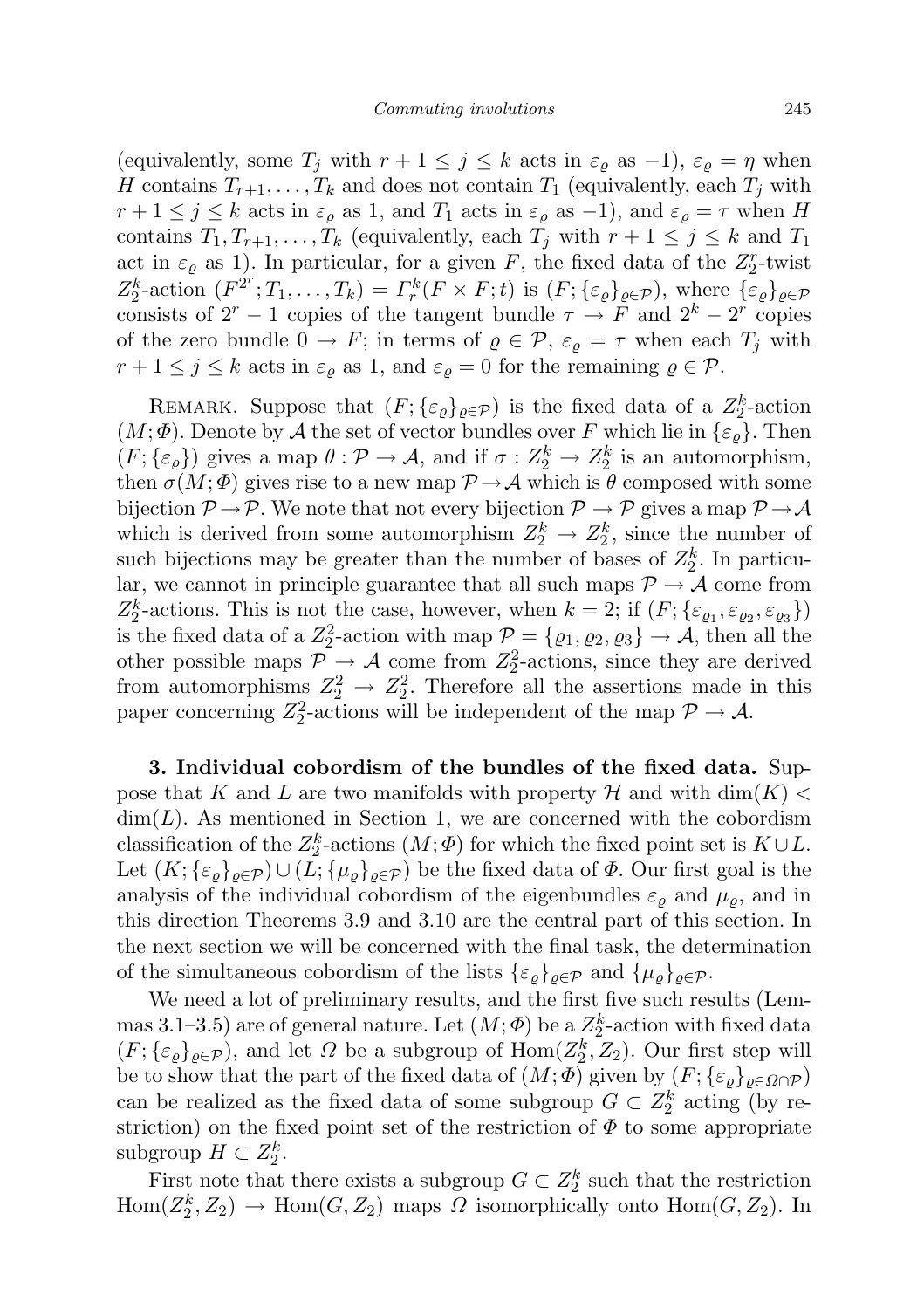(equivalently, some $T_j$ with $r+1 \le j \le k$ acts in $\varepsilon_\varrho$ as $-1$), $\varepsilon_\varrho = \eta$ when $H$ contains $T_{r+1}, \ldots, T_k$ and does not contain $T_1$ (equivalently, each $T_j$ with $r+1 \le j \le k$ acts in $\varepsilon_\varrho$ as 1, and $T_1$ acts in $\varepsilon_\varrho$ as $-1$), and $\varepsilon_\varrho = \tau$ when $H$ contains $T_1, T_{r+1}, \ldots, T_k$ (equivalently, each $T_j$ with $r+1 \le j \le k$ and $T_1$ act in $\varepsilon_\varrho$ as 1). In particular, for a given $F$, the fixed data of the $Z_2^r$-twist $Z_2^k$-action $(F^{2^r}; T_1, \ldots, T_k) = \Gamma_r^k(F \times F; t)$ is $(F; \{\varepsilon_\varrho\}_{\varrho \in \mathcal{P}})$, where $\{\varepsilon_\varrho\}_{\varrho \in \mathcal{P}}$ consists of $2^r - 1$ copies of the tangent bundle $\tau \to F$ and $2^k - 2^r$ copies of the zero bundle $0 \to F$; in terms of $\varrho \in \mathcal{P}$, $\varepsilon_\varrho = \tau$ when each $T_j$ with $r+1 \le j \le k$ acts in $\varepsilon_\varrho$ as 1, and $\varepsilon_\varrho = 0$ for the remaining $\varrho \in \mathcal{P}$.

Remark. Suppose that $(F; \{\varepsilon_\varrho\}_{\varrho \in \mathcal{P}})$ is the fixed data of a $Z_2^k$-action $(M; \Phi)$. Denote by $\mathcal{A}$ the set of vector bundles over $F$ which lie in $\{\varepsilon_\varrho\}$. Then $(F; \{\varepsilon_\varrho\})$ gives a map $\theta : \mathcal{P} \to \mathcal{A}$, and if $\sigma : Z_2^k \to Z_2^k$ is an automorphism, then $\sigma(M; \Phi)$ gives rise to a new map $\mathcal{P} \to \mathcal{A}$ which is $\theta$ composed with some bijection $\mathcal{P} \to \mathcal{P}$. We note that not every bijection $\mathcal{P} \to \mathcal{P}$ gives a map $\mathcal{P} \to \mathcal{A}$ which is derived from some automorphism $Z_2^k \to Z_2^k$, since the number of such bijections may be greater than the number of bases of $Z_2^k$. In particular, we cannot in principle guarantee that all such maps $\mathcal{P} \to \mathcal{A}$ come from $Z_2^k$-actions. This is not the case, however, when $k = 2$; if $(F; \{\varepsilon_{\varrho_1}, \varepsilon_{\varrho_2}, \varepsilon_{\varrho_3}\})$ is the fixed data of a $Z_2^2$-action with map $\mathcal{P} = \{\varrho_1, \varrho_2, \varrho_3\} \to \mathcal{A}$, then all the other possible maps $\mathcal{P} \to \mathcal{A}$ come from $Z_2^2$-actions, since they are derived from automorphisms $Z_2^2 \to Z_2^2$. Therefore all the assertions made in this paper concerning $Z_2^2$-actions will be independent of the map $\mathcal{P} \to \mathcal{A}$.

## 3. Individual cobordism of the bundles of the fixed data.

Suppose that $K$ and $L$ are two manifolds with property $\mathcal{H}$ and with $\dim(K) < \dim(L)$. As mentioned in Section 1, we are concerned with the cobordism classification of the $Z_2^k$-actions $(M; \Phi)$ for which the fixed point set is $K \cup L$. Let $(K; \{\varepsilon_\varrho\}_{\varrho \in \mathcal{P}}) \cup (L; \{\mu_\varrho\}_{\varrho \in \mathcal{P}})$ be the fixed data of $\Phi$. Our first goal is the analysis of the individual cobordism of the eigenbundles $\varepsilon_\varrho$ and $\mu_\varrho$, and in this direction Theorems 3.9 and 3.10 are the central part of this section. In the next section we will be concerned with the final task, the determination of the simultaneous cobordism of the lists $\{\varepsilon_\varrho\}_{\varrho \in \mathcal{P}}$ and $\{\mu_\varrho\}_{\varrho \in \mathcal{P}}$.

We need a lot of preliminary results, and the first five such results (Lemmas 3.1–3.5) are of general nature. Let $(M; \Phi)$ be a $Z_2^k$-action with fixed data $(F; \{\varepsilon_\varrho\}_{\varrho \in \mathcal{P}})$, and let $\Omega$ be a subgroup of $\mathrm{Hom}(Z_2^k, Z_2)$. Our first step will be to show that the part of the fixed data of $(M; \Phi)$ given by $(F; \{\varepsilon_\varrho\}_{\varrho \in \Omega \cap \mathcal{P}})$ can be realized as the fixed data of some subgroup $G \subset Z_2^k$ acting (by restriction) on the fixed point set of the restriction of $\Phi$ to some appropriate subgroup $H \subset Z_2^k$.

First note that there exists a subgroup $G \subset Z_2^k$ such that the restriction $\mathrm{Hom}(Z_2^k, Z_2) \to \mathrm{Hom}(G, Z_2)$ maps $\Omega$ isomorphically onto $\mathrm{Hom}(G, Z_2)$. In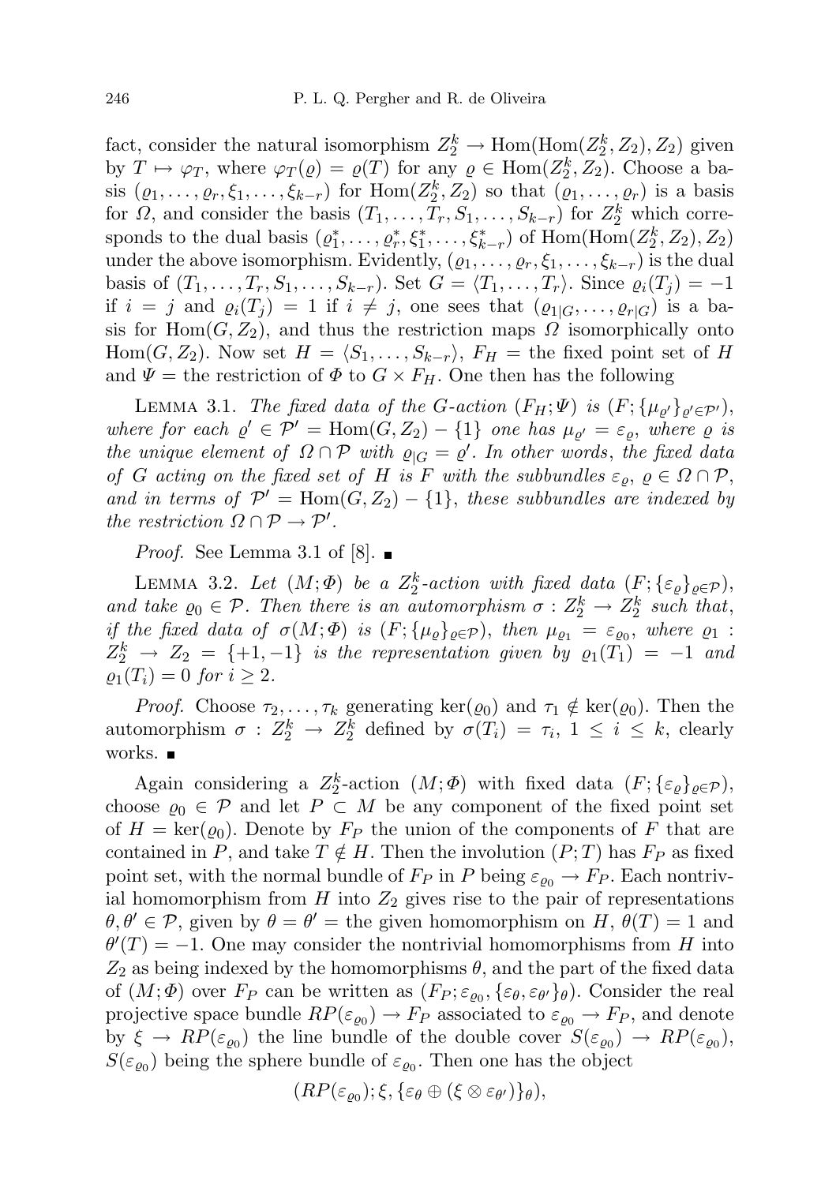fact, consider the natural isomorphism $Z_2^k \to \mathrm{Hom}(\mathrm{Hom}(Z_2^k, Z_2), Z_2)$ given by $T \mapsto \varphi_T$, where $\varphi_T(\varrho) = \varrho(T)$ for any $\varrho \in \mathrm{Hom}(Z_2^k, Z_2)$. Choose a basis $(\varrho_1, \ldots, \varrho_r, \xi_1, \ldots, \xi_{k-r})$ for $\mathrm{Hom}(Z_2^k, Z_2)$ so that $(\varrho_1, \ldots, \varrho_r)$ is a basis for $\Omega$, and consider the basis $(T_1, \ldots, T_r, S_1, \ldots, S_{k-r})$ for $Z_2^k$ which corresponds to the dual basis $(\varrho_1^*, \ldots, \varrho_r^*, \xi_1^*, \ldots, \xi_{k-r}^*)$ of $\mathrm{Hom}(\mathrm{Hom}(Z_2^k, Z_2), Z_2)$ under the above isomorphism. Evidently, $(\varrho_1, \ldots, \varrho_r, \xi_1, \ldots, \xi_{k-r})$ is the dual basis of $(T_1, \ldots, T_r, S_1, \ldots, S_{k-r})$. Set $G = \langle T_1, \ldots, T_r \rangle$. Since $\varrho_i(T_j) = -1$ if $i = j$ and $\varrho_i(T_j) = 1$ if $i \neq j$, one sees that $(\varrho_{1|G}, \ldots, \varrho_{r|G})$ is a basis for $\mathrm{Hom}(G, Z_2)$, and thus the restriction maps $\Omega$ isomorphically onto $\mathrm{Hom}(G, Z_2)$. Now set $H = \langle S_1, \ldots, S_{k-r} \rangle$, $F_H =$ the fixed point set of $H$ and $\Psi =$ the restriction of $\Phi$ to $G \times F_H$. One then has the following

Lemma 3.1. *The fixed data of the $G$-action $(F_H; \Psi)$ is $(F; \{\mu_{\varrho'}\}_{\varrho' \in \mathcal{P}'})$, where for each $\varrho' \in \mathcal{P}' = \mathrm{Hom}(G, Z_2) - \{1\}$ one has $\mu_{\varrho'} = \varepsilon_\varrho$, where $\varrho$ is the unique element of $\Omega \cap \mathcal{P}$ with $\varrho_{|G} = \varrho'$. In other words, the fixed data of $G$ acting on the fixed set of $H$ is $F$ with the subbundles $\varepsilon_\varrho$, $\varrho \in \Omega \cap \mathcal{P}$, and in terms of $\mathcal{P}' = \mathrm{Hom}(G, Z_2) - \{1\}$, these subbundles are indexed by the restriction $\Omega \cap \mathcal{P} \to \mathcal{P}'$.*

*Proof.* See Lemma 3.1 of [8]. ∎

Lemma 3.2. *Let $(M; \Phi)$ be a $Z_2^k$-action with fixed data $(F; \{\varepsilon_\varrho\}_{\varrho \in \mathcal{P}})$, and take $\varrho_0 \in \mathcal{P}$. Then there is an automorphism $\sigma : Z_2^k \to Z_2^k$ such that, if the fixed data of $\sigma(M; \Phi)$ is $(F; \{\mu_\varrho\}_{\varrho \in \mathcal{P}})$, then $\mu_{\varrho_1} = \varepsilon_{\varrho_0}$, where $\varrho_1 : Z_2^k \to Z_2 = \{+1, -1\}$ is the representation given by $\varrho_1(T_1) = -1$ and $\varrho_1(T_i) = 0$ for $i \geq 2$.*

*Proof.* Choose $\tau_2, \ldots, \tau_k$ generating $\ker(\varrho_0)$ and $\tau_1 \notin \ker(\varrho_0)$. Then the automorphism $\sigma : Z_2^k \to Z_2^k$ defined by $\sigma(T_i) = \tau_i$, $1 \leq i \leq k$, clearly works. ∎

Again considering a $Z_2^k$-action $(M; \Phi)$ with fixed data $(F; \{\varepsilon_\varrho\}_{\varrho \in \mathcal{P}})$, choose $\varrho_0 \in \mathcal{P}$ and let $P \subset M$ be any component of the fixed point set of $H = \ker(\varrho_0)$. Denote by $F_P$ the union of the components of $F$ that are contained in $P$, and take $T \notin H$. Then the involution $(P; T)$ has $F_P$ as fixed point set, with the normal bundle of $F_P$ in $P$ being $\varepsilon_{\varrho_0} \to F_P$. Each nontrivial homomorphism from $H$ into $Z_2$ gives rise to the pair of representations $\theta, \theta' \in \mathcal{P}$, given by $\theta = \theta' =$ the given homomorphism on $H$, $\theta(T) = 1$ and $\theta'(T) = -1$. One may consider the nontrivial homomorphisms from $H$ into $Z_2$ as being indexed by the homomorphisms $\theta$, and the part of the fixed data of $(M; \Phi)$ over $F_P$ can be written as $(F_P; \varepsilon_{\varrho_0}, \{\varepsilon_\theta, \varepsilon_{\theta'}\}_\theta)$. Consider the real projective space bundle $RP(\varepsilon_{\varrho_0}) \to F_P$ associated to $\varepsilon_{\varrho_0} \to F_P$, and denote by $\xi \to RP(\varepsilon_{\varrho_0})$ the line bundle of the double cover $S(\varepsilon_{\varrho_0}) \to RP(\varepsilon_{\varrho_0})$, $S(\varepsilon_{\varrho_0})$ being the sphere bundle of $\varepsilon_{\varrho_0}$. Then one has the object

$$(RP(\varepsilon_{\varrho_0}); \xi, \{\varepsilon_\theta \oplus (\xi \otimes \varepsilon_{\theta'})\}_\theta),$$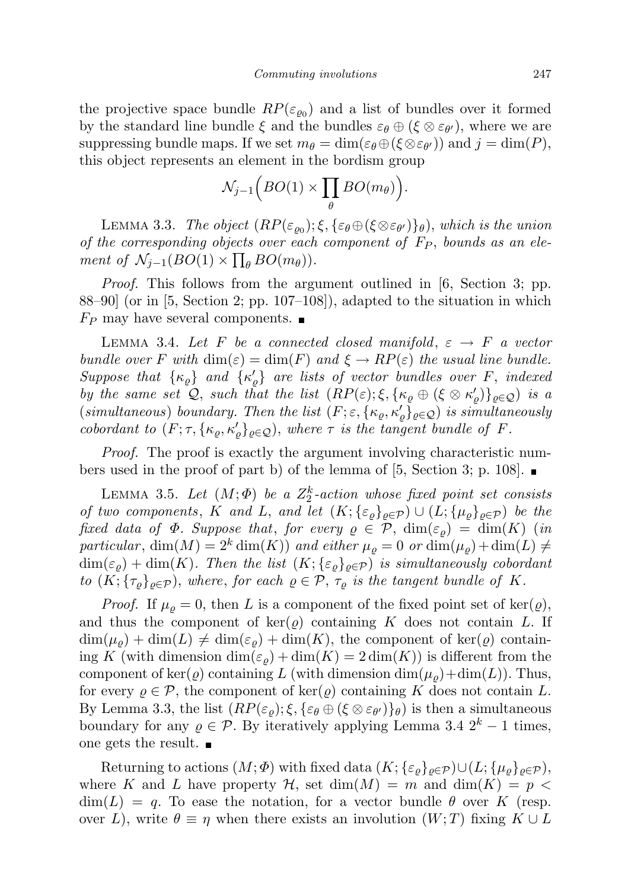the projective space bundle $RP(\varepsilon_{\varrho_0})$ and a list of bundles over it formed by the standard line bundle $\xi$ and the bundles $\varepsilon_\theta \oplus (\xi \otimes \varepsilon_{\theta'})$, where we are suppressing bundle maps. If we set $m_\theta = \dim(\varepsilon_\theta \oplus (\xi \otimes \varepsilon_{\theta'}))$ and $j = \dim(P)$, this object represents an element in the bordism group

$$\mathcal{N}_{j-1}\Big(BO(1) \times \prod_\theta BO(m_\theta)\Big).$$

LEMMA 3.3. *The object $(RP(\varepsilon_{\varrho_0}); \xi, \{\varepsilon_\theta \oplus (\xi \otimes \varepsilon_{\theta'})\}_\theta)$, which is the union of the corresponding objects over each component of $F_P$, bounds as an element of $\mathcal{N}_{j-1}(BO(1) \times \prod_\theta BO(m_\theta))$.*

*Proof.* This follows from the argument outlined in [6, Section 3; pp. 88–90] (or in [5, Section 2; pp. 107–108]), adapted to the situation in which $F_P$ may have several components. ∎

LEMMA 3.4. *Let $F$ be a connected closed manifold, $\varepsilon \to F$ a vector bundle over $F$ with $\dim(\varepsilon) = \dim(F)$ and $\xi \to RP(\varepsilon)$ the usual line bundle. Suppose that $\{\kappa_\varrho\}$ and $\{\kappa'_\varrho\}$ are lists of vector bundles over $F$, indexed by the same set $\mathcal{Q}$, such that the list $(RP(\varepsilon); \xi, \{\kappa_\varrho \oplus (\xi \otimes \kappa'_\varrho)\}_{\varrho \in \mathcal{Q}})$ is a (simultaneous) boundary. Then the list $(F; \varepsilon, \{\kappa_\varrho, \kappa'_\varrho\}_{\varrho \in \mathcal{Q}})$ is simultaneously cobordant to $(F; \tau, \{\kappa_\varrho, \kappa'_\varrho\}_{\varrho \in \mathcal{Q}})$, where $\tau$ is the tangent bundle of $F$.*

*Proof.* The proof is exactly the argument involving characteristic numbers used in the proof of part b) of the lemma of [5, Section 3; p. 108]. ∎

LEMMA 3.5. *Let $(M; \Phi)$ be a $Z_2^k$-action whose fixed point set consists of two components, $K$ and $L$, and let $(K; \{\varepsilon_\varrho\}_{\varrho \in \mathcal{P}}) \cup (L; \{\mu_\varrho\}_{\varrho \in \mathcal{P}})$ be the fixed data of $\Phi$. Suppose that, for every $\varrho \in \mathcal{P}$, $\dim(\varepsilon_\varrho) = \dim(K)$ (in particular, $\dim(M) = 2^k \dim(K)$) and either $\mu_\varrho = 0$ or $\dim(\mu_\varrho) + \dim(L) \neq \dim(\varepsilon_\varrho) + \dim(K)$. Then the list $(K; \{\varepsilon_\varrho\}_{\varrho \in \mathcal{P}})$ is simultaneously cobordant to $(K; \{\tau_\varrho\}_{\varrho \in \mathcal{P}})$, where, for each $\varrho \in \mathcal{P}$, $\tau_\varrho$ is the tangent bundle of $K$.*

*Proof.* If $\mu_\varrho = 0$, then $L$ is a component of the fixed point set of $\ker(\varrho)$, and thus the component of $\ker(\varrho)$ containing $K$ does not contain $L$. If $\dim(\mu_\varrho) + \dim(L) \neq \dim(\varepsilon_\varrho) + \dim(K)$, the component of $\ker(\varrho)$ containing $K$ (with dimension $\dim(\varepsilon_\varrho) + \dim(K) = 2\dim(K)$) is different from the component of $\ker(\varrho)$ containing $L$ (with dimension $\dim(\mu_\varrho) + \dim(L)$). Thus, for every $\varrho \in \mathcal{P}$, the component of $\ker(\varrho)$ containing $K$ does not contain $L$. By Lemma 3.3, the list $(RP(\varepsilon_\varrho); \xi, \{\varepsilon_\theta \oplus (\xi \otimes \varepsilon_{\theta'})\}_\theta)$ is then a simultaneous boundary for any $\varrho \in \mathcal{P}$. By iteratively applying Lemma 3.4 $2^k - 1$ times, one gets the result. ∎

Returning to actions $(M; \Phi)$ with fixed data $(K; \{\varepsilon_\varrho\}_{\varrho \in \mathcal{P}}) \cup (L; \{\mu_\varrho\}_{\varrho \in \mathcal{P}})$, where $K$ and $L$ have property $\mathcal{H}$, set $\dim(M) = m$ and $\dim(K) = p < \dim(L) = q$. To ease the notation, for a vector bundle $\theta$ over $K$ (resp. over $L$), write $\theta \equiv \eta$ when there exists an involution $(W; T)$ fixing $K \cup L$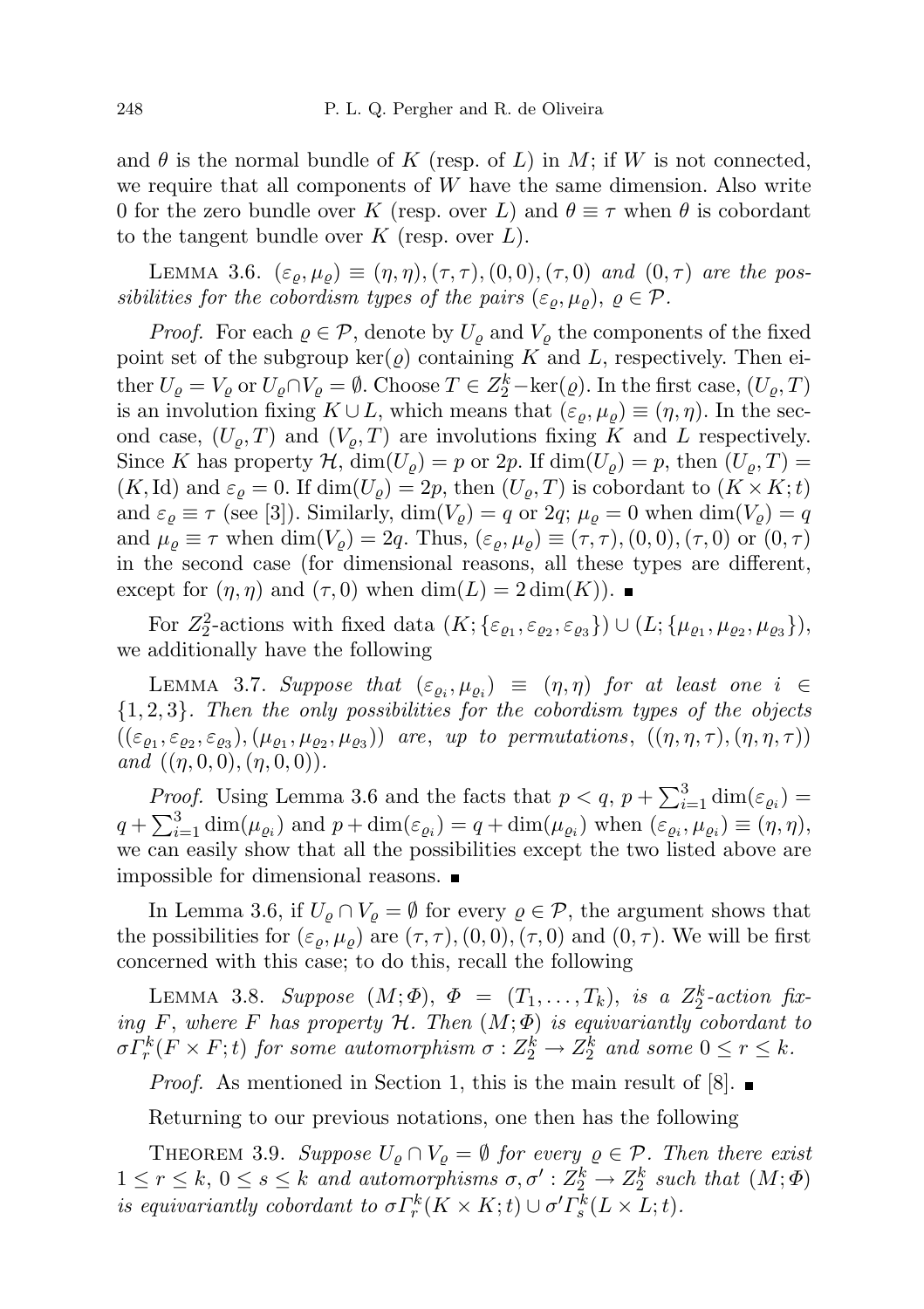and $\theta$ is the normal bundle of $K$ (resp. of $L$) in $M$; if $W$ is not connected, we require that all components of $W$ have the same dimension. Also write 0 for the zero bundle over $K$ (resp. over $L$) and $\theta \equiv \tau$ when $\theta$ is cobordant to the tangent bundle over $K$ (resp. over $L$).

Lemma 3.6. *$(\varepsilon_\varrho, \mu_\varrho) \equiv (\eta, \eta), (\tau, \tau), (0,0), (\tau, 0)$ and $(0, \tau)$ are the possibilities for the cobordism types of the pairs $(\varepsilon_\varrho, \mu_\varrho)$, $\varrho \in \mathcal{P}$.*

*Proof.* For each $\varrho \in \mathcal{P}$, denote by $U_\varrho$ and $V_\varrho$ the components of the fixed point set of the subgroup $\ker(\varrho)$ containing $K$ and $L$, respectively. Then either $U_\varrho = V_\varrho$ or $U_\varrho \cap V_\varrho = \emptyset$. Choose $T \in Z_2^k - \ker(\varrho)$. In the first case, $(U_\varrho, T)$ is an involution fixing $K \cup L$, which means that $(\varepsilon_\varrho, \mu_\varrho) \equiv (\eta, \eta)$. In the second case, $(U_\varrho, T)$ and $(V_\varrho, T)$ are involutions fixing $K$ and $L$ respectively. Since $K$ has property $\mathcal{H}$, $\dim(U_\varrho) = p$ or $2p$. If $\dim(U_\varrho) = p$, then $(U_\varrho, T) = (K, \mathrm{Id})$ and $\varepsilon_\varrho = 0$. If $\dim(U_\varrho) = 2p$, then $(U_\varrho, T)$ is cobordant to $(K \times K; t)$ and $\varepsilon_\varrho \equiv \tau$ (see [3]). Similarly, $\dim(V_\varrho) = q$ or $2q$; $\mu_\varrho = 0$ when $\dim(V_\varrho) = q$ and $\mu_\varrho \equiv \tau$ when $\dim(V_\varrho) = 2q$. Thus, $(\varepsilon_\varrho, \mu_\varrho) \equiv (\tau, \tau), (0,0), (\tau, 0)$ or $(0, \tau)$ in the second case (for dimensional reasons, all these types are different, except for $(\eta, \eta)$ and $(\tau, 0)$ when $\dim(L) = 2\dim(K)$). ∎

For $Z_2^2$-actions with fixed data $(K; \{\varepsilon_{\varrho_1}, \varepsilon_{\varrho_2}, \varepsilon_{\varrho_3}\}) \cup (L; \{\mu_{\varrho_1}, \mu_{\varrho_2}, \mu_{\varrho_3}\})$, we additionally have the following

Lemma 3.7. *Suppose that $(\varepsilon_{\varrho_i}, \mu_{\varrho_i}) \equiv (\eta, \eta)$ for at least one $i \in \{1,2,3\}$. Then the only possibilities for the cobordism types of the objects $((\varepsilon_{\varrho_1}, \varepsilon_{\varrho_2}, \varepsilon_{\varrho_3}), (\mu_{\varrho_1}, \mu_{\varrho_2}, \mu_{\varrho_3}))$ are, up to permutations, $((\eta, \eta, \tau), (\eta, \eta, \tau))$ and $((\eta, 0, 0), (\eta, 0, 0))$.*

*Proof.* Using Lemma 3.6 and the facts that $p < q$, $p + \sum_{i=1}^3 \dim(\varepsilon_{\varrho_i}) = q + \sum_{i=1}^3 \dim(\mu_{\varrho_i})$ and $p + \dim(\varepsilon_{\varrho_i}) = q + \dim(\mu_{\varrho_i})$ when $(\varepsilon_{\varrho_i}, \mu_{\varrho_i}) \equiv (\eta, \eta)$, we can easily show that all the possibilities except the two listed above are impossible for dimensional reasons. ∎

In Lemma 3.6, if $U_\varrho \cap V_\varrho = \emptyset$ for every $\varrho \in \mathcal{P}$, the argument shows that the possibilities for $(\varepsilon_\varrho, \mu_\varrho)$ are $(\tau, \tau), (0,0), (\tau, 0)$ and $(0, \tau)$. We will be first concerned with this case; to do this, recall the following

Lemma 3.8. *Suppose $(M; \Phi)$, $\Phi = (T_1, \ldots, T_k)$, is a $Z_2^k$-action fixing $F$, where $F$ has property $\mathcal{H}$. Then $(M; \Phi)$ is equivariantly cobordant to $\sigma \Gamma_r^k(F \times F; t)$ for some automorphism $\sigma : Z_2^k \to Z_2^k$ and some $0 \le r \le k$.*

*Proof.* As mentioned in Section 1, this is the main result of [8]. ∎

Returning to our previous notations, one then has the following

Theorem 3.9. *Suppose $U_\varrho \cap V_\varrho = \emptyset$ for every $\varrho \in \mathcal{P}$. Then there exist $1 \le r \le k$, $0 \le s \le k$ and automorphisms $\sigma, \sigma' : Z_2^k \to Z_2^k$ such that $(M; \Phi)$ is equivariantly cobordant to $\sigma \Gamma_r^k(K \times K; t) \cup \sigma' \Gamma_s^k(L \times L; t)$.*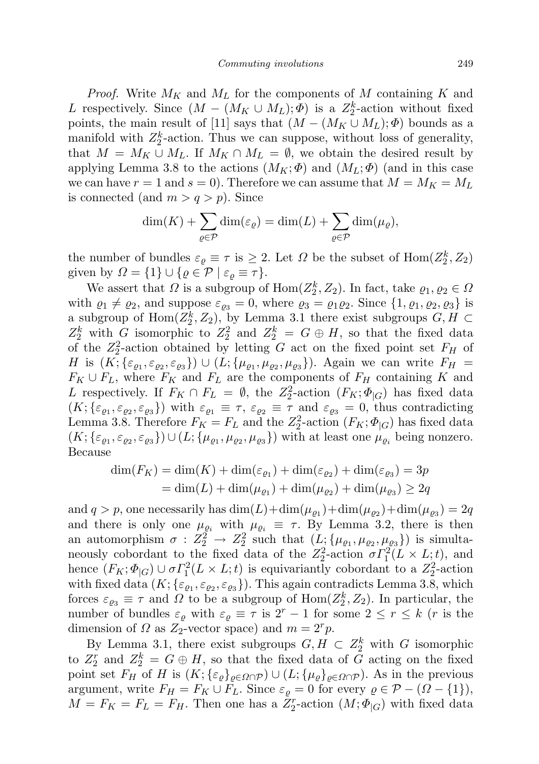*Proof.* Write $M_K$ and $M_L$ for the components of $M$ containing $K$ and $L$ respectively. Since $(M - (M_K \cup M_L); \Phi)$ is a $Z_2^k$-action without fixed points, the main result of [11] says that $(M - (M_K \cup M_L); \Phi)$ bounds as a manifold with $Z_2^k$-action. Thus we can suppose, without loss of generality, that $M = M_K \cup M_L$. If $M_K \cap M_L = \emptyset$, we obtain the desired result by applying Lemma 3.8 to the actions $(M_K; \Phi)$ and $(M_L; \Phi)$ (and in this case we can have $r = 1$ and $s = 0$). Therefore we can assume that $M = M_K = M_L$ is connected (and $m > q > p$). Since

$$\dim(K) + \sum_{\varrho \in \mathcal{P}} \dim(\varepsilon_\varrho) = \dim(L) + \sum_{\varrho \in \mathcal{P}} \dim(\mu_\varrho),$$

the number of bundles $\varepsilon_\varrho \equiv \tau$ is $\geq 2$. Let $\Omega$ be the subset of $\mathrm{Hom}(Z_2^k, Z_2)$ given by $\Omega = \{1\} \cup \{\varrho \in \mathcal{P} \mid \varepsilon_\varrho \equiv \tau\}$.

We assert that $\Omega$ is a subgroup of $\mathrm{Hom}(Z_2^k, Z_2)$. In fact, take $\varrho_1, \varrho_2 \in \Omega$ with $\varrho_1 \neq \varrho_2$, and suppose $\varepsilon_{\varrho_3} = 0$, where $\varrho_3 = \varrho_1 \varrho_2$. Since $\{1, \varrho_1, \varrho_2, \varrho_3\}$ is a subgroup of $\mathrm{Hom}(Z_2^k, Z_2)$, by Lemma 3.1 there exist subgroups $G, H \subset Z_2^k$ with $G$ isomorphic to $Z_2^2$ and $Z_2^k = G \oplus H$, so that the fixed data of the $Z_2^2$-action obtained by letting $G$ act on the fixed point set $F_H$ of $H$ is $(K; \{\varepsilon_{\varrho_1}, \varepsilon_{\varrho_2}, \varepsilon_{\varrho_3}\}) \cup (L; \{\mu_{\varrho_1}, \mu_{\varrho_2}, \mu_{\varrho_3}\})$. Again we can write $F_H = F_K \cup F_L$, where $F_K$ and $F_L$ are the components of $F_H$ containing $K$ and $L$ respectively. If $F_K \cap F_L = \emptyset$, the $Z_2^2$-action $(F_K; \Phi_{|G})$ has fixed data $(K; \{\varepsilon_{\varrho_1}, \varepsilon_{\varrho_2}, \varepsilon_{\varrho_3}\})$ with $\varepsilon_{\varrho_1} \equiv \tau$, $\varepsilon_{\varrho_2} \equiv \tau$ and $\varepsilon_{\varrho_3} = 0$, thus contradicting Lemma 3.8. Therefore $F_K = F_L$ and the $Z_2^2$-action $(F_K; \Phi_{|G})$ has fixed data $(K; \{\varepsilon_{\varrho_1}, \varepsilon_{\varrho_2}, \varepsilon_{\varrho_3}\}) \cup (L; \{\mu_{\varrho_1}, \mu_{\varrho_2}, \mu_{\varrho_3}\})$ with at least one $\mu_{\varrho_i}$ being nonzero. Because

$$\begin{aligned}
\dim(F_K) &= \dim(K) + \dim(\varepsilon_{\varrho_1}) + \dim(\varepsilon_{\varrho_2}) + \dim(\varepsilon_{\varrho_3}) = 3p \\
&= \dim(L) + \dim(\mu_{\varrho_1}) + \dim(\mu_{\varrho_2}) + \dim(\mu_{\varrho_3}) \geq 2q
\end{aligned}$$

and $q > p$, one necessarily has $\dim(L) + \dim(\mu_{\varrho_1}) + \dim(\mu_{\varrho_2}) + \dim(\mu_{\varrho_3}) = 2q$ and there is only one $\mu_{\varrho_i}$ with $\mu_{\varrho_i} \equiv \tau$. By Lemma 3.2, there is then an automorphism $\sigma : Z_2^2 \to Z_2^2$ such that $(L; \{\mu_{\varrho_1}, \mu_{\varrho_2}, \mu_{\varrho_3}\})$ is simultaneously cobordant to the fixed data of the $Z_2^2$-action $\sigma \Gamma_1^2(L \times L; t)$, and hence $(F_K; \Phi_{|G}) \cup \sigma \Gamma_1^2(L \times L; t)$ is equivariantly cobordant to a $Z_2^2$-action with fixed data $(K; \{\varepsilon_{\varrho_1}, \varepsilon_{\varrho_2}, \varepsilon_{\varrho_3}\})$. This again contradicts Lemma 3.8, which forces $\varepsilon_{\varrho_3} \equiv \tau$ and $\Omega$ to be a subgroup of $\mathrm{Hom}(Z_2^k, Z_2)$. In particular, the number of bundles $\varepsilon_\varrho$ with $\varepsilon_\varrho \equiv \tau$ is $2^r - 1$ for some $2 \leq r \leq k$ ($r$ is the dimension of $\Omega$ as $Z_2$-vector space) and $m = 2^r p$.

By Lemma 3.1, there exist subgroups $G, H \subset Z_2^k$ with $G$ isomorphic to $Z_2^r$ and $Z_2^k = G \oplus H$, so that the fixed data of $G$ acting on the fixed point set $F_H$ of $H$ is $(K; \{\varepsilon_\varrho\}_{\varrho \in \Omega \cap \mathcal{P}}) \cup (L; \{\mu_\varrho\}_{\varrho \in \Omega \cap \mathcal{P}})$. As in the previous argument, write $F_H = F_K \cup F_L$. Since $\varepsilon_\varrho = 0$ for every $\varrho \in \mathcal{P} - (\Omega - \{1\})$, $M = F_K = F_L = F_H$. Then one has a $Z_2^r$-action $(M; \Phi_{|G})$ with fixed data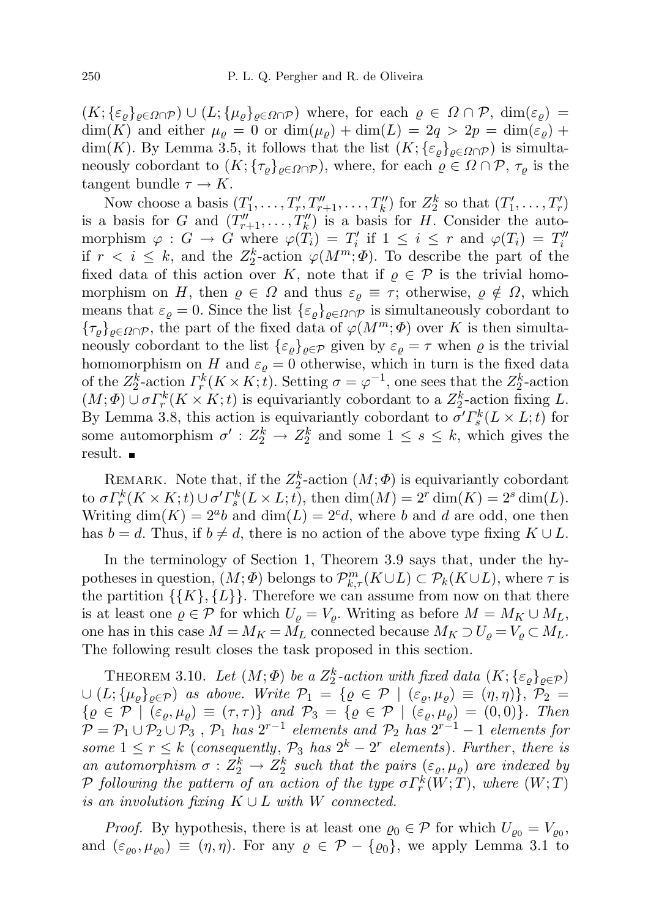$(K;\{\varepsilon_\varrho\}_{\varrho\in\Omega\cap\mathcal{P}}) \cup (L;\{\mu_\varrho\}_{\varrho\in\Omega\cap\mathcal{P}})$ where, for each $\varrho \in \Omega\cap\mathcal{P}$, $\dim(\varepsilon_\varrho) = \dim(K)$ and either $\mu_\varrho = 0$ or $\dim(\mu_\varrho) + \dim(L) = 2q > 2p = \dim(\varepsilon_\varrho) + \dim(K)$. By Lemma 3.5, it follows that the list $(K;\{\varepsilon_\varrho\}_{\varrho\in\Omega\cap\mathcal{P}})$ is simultaneously cobordant to $(K;\{\tau_\varrho\}_{\varrho\in\Omega\cap\mathcal{P}})$, where, for each $\varrho \in \Omega\cap\mathcal{P}$, $\tau_\varrho$ is the tangent bundle $\tau \to K$.

Now choose a basis $(T_1',\dots,T_r',T_{r+1}'',\dots,T_k'')$ for $Z_2^k$ so that $(T_1',\dots,T_r')$ is a basis for $G$ and $(T_{r+1}'',\dots,T_k'')$ is a basis for $H$. Consider the automorphism $\varphi : G \to G$ where $\varphi(T_i) = T_i'$ if $1 \le i \le r$ and $\varphi(T_i) = T_i''$ if $r < i \le k$, and the $Z_2^k$-action $\varphi(M^m;\Phi)$. To describe the part of the fixed data of this action over $K$, note that if $\varrho \in \mathcal{P}$ is the trivial homomorphism on $H$, then $\varrho \in \Omega$ and thus $\varepsilon_\varrho \equiv \tau$; otherwise, $\varrho \notin \Omega$, which means that $\varepsilon_\varrho = 0$. Since the list $\{\varepsilon_\varrho\}_{\varrho\in\Omega\cap\mathcal{P}}$ is simultaneously cobordant to $\{\tau_\varrho\}_{\varrho\in\Omega\cap\mathcal{P}}$, the part of the fixed data of $\varphi(M^m;\Phi)$ over $K$ is then simultaneously cobordant to the list $\{\varepsilon_\varrho\}_{\varrho\in\mathcal{P}}$ given by $\varepsilon_\varrho = \tau$ when $\varrho$ is the trivial homomorphism on $H$ and $\varepsilon_\varrho = 0$ otherwise, which in turn is the fixed data of the $Z_2^k$-action $\Gamma_r^k(K\times K;t)$. Setting $\sigma = \varphi^{-1}$, one sees that the $Z_2^k$-action $(M;\Phi)\cup\sigma\Gamma_r^k(K\times K;t)$ is equivariantly cobordant to a $Z_2^k$-action fixing $L$. By Lemma 3.8, this action is equivariantly cobordant to $\sigma'\Gamma_s^k(L\times L;t)$ for some automorphism $\sigma' : Z_2^k \to Z_2^k$ and some $1 \le s \le k$, which gives the result. ∎

Remark. Note that, if the $Z_2^k$-action $(M;\Phi)$ is equivariantly cobordant to $\sigma\Gamma_r^k(K\times K;t)\cup\sigma'\Gamma_s^k(L\times L;t)$, then $\dim(M) = 2^r\dim(K) = 2^s\dim(L)$. Writing $\dim(K) = 2^a b$ and $\dim(L) = 2^c d$, where $b$ and $d$ are odd, one then has $b = d$. Thus, if $b \ne d$, there is no action of the above type fixing $K\cup L$.

In the terminology of Section 1, Theorem 3.9 says that, under the hypotheses in question, $(M;\Phi)$ belongs to $\mathcal{P}_{k,\tau}^m(K\cup L) \subset \mathcal{P}_k(K\cup L)$, where $\tau$ is the partition $\{\{K\},\{L\}\}$. Therefore we can assume from now on that there is at least one $\varrho\in\mathcal{P}$ for which $U_\varrho = V_\varrho$. Writing as before $M = M_K \cup M_L$, one has in this case $M = M_K = M_L$ connected because $M_K \supset U_\varrho = V_\varrho \subset M_L$. The following result closes the task proposed in this section.

Theorem 3.10. *Let $(M;\Phi)$ be a $Z_2^k$-action with fixed data $(K;\{\varepsilon_\varrho\}_{\varrho\in\mathcal{P}}) \cup (L;\{\mu_\varrho\}_{\varrho\in\mathcal{P}})$ as above. Write $\mathcal{P}_1 = \{\varrho\in\mathcal{P} \mid (\varepsilon_\varrho,\mu_\varrho) \equiv (\eta,\eta)\}$, $\mathcal{P}_2 = \{\varrho\in\mathcal{P} \mid (\varepsilon_\varrho,\mu_\varrho) \equiv (\tau,\tau)\}$ and $\mathcal{P}_3 = \{\varrho\in\mathcal{P} \mid (\varepsilon_\varrho,\mu_\varrho) = (0,0)\}$. Then $\mathcal{P} = \mathcal{P}_1\cup\mathcal{P}_2\cup\mathcal{P}_3$, $\mathcal{P}_1$ has $2^{r-1}$ elements and $\mathcal{P}_2$ has $2^{r-1}-1$ elements for some $1\le r\le k$ (consequently, $\mathcal{P}_3$ has $2^k - 2^r$ elements). Further, there is an automorphism $\sigma : Z_2^k \to Z_2^k$ such that the pairs $(\varepsilon_\varrho,\mu_\varrho)$ are indexed by $\mathcal{P}$ following the pattern of an action of the type $\sigma\Gamma_r^k(W;T)$, where $(W;T)$ is an involution fixing $K\cup L$ with $W$ connected.*

*Proof.* By hypothesis, there is at least one $\varrho_0\in\mathcal{P}$ for which $U_{\varrho_0} = V_{\varrho_0}$, and $(\varepsilon_{\varrho_0},\mu_{\varrho_0}) \equiv (\eta,\eta)$. For any $\varrho\in\mathcal{P}-\{\varrho_0\}$, we apply Lemma 3.1 to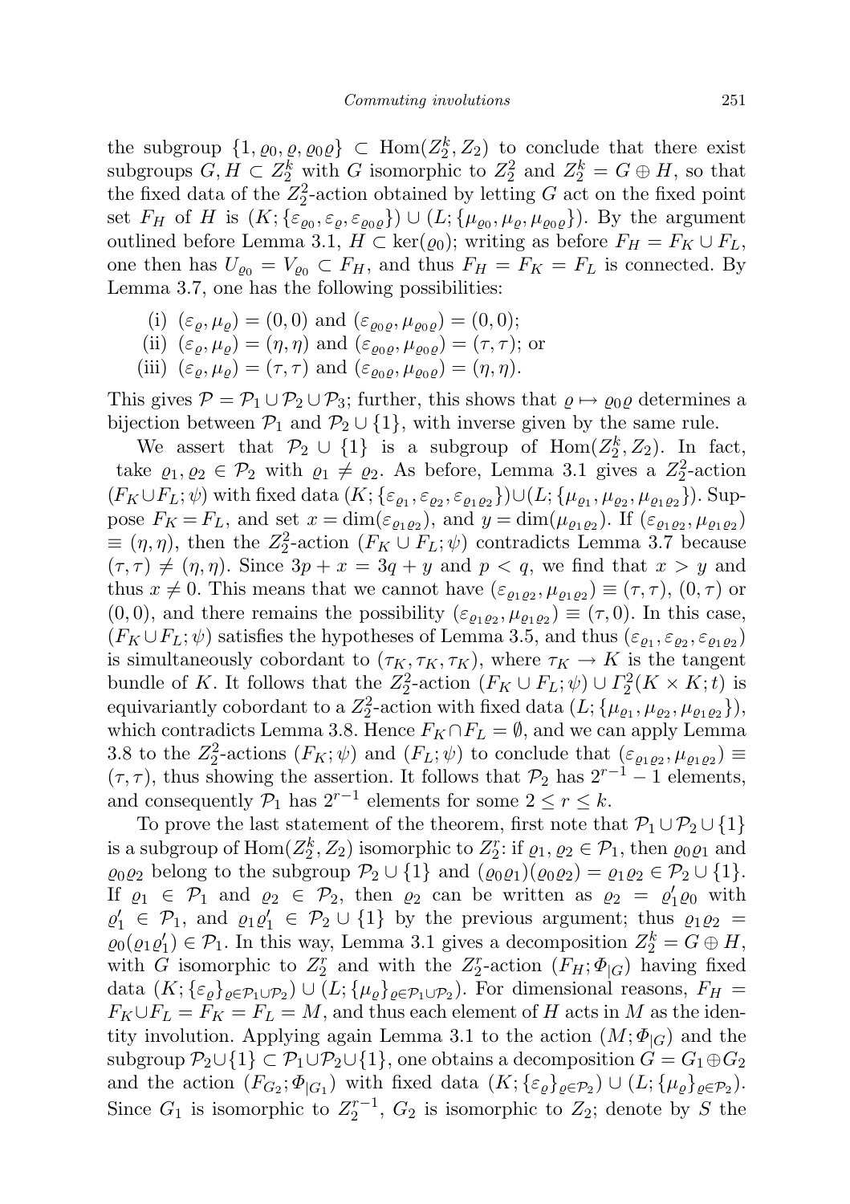the subgroup $\{1, \varrho_0, \varrho, \varrho_0\varrho\} \subset \mathrm{Hom}(Z_2^k, Z_2)$ to conclude that there exist subgroups $G, H \subset Z_2^k$ with $G$ isomorphic to $Z_2^2$ and $Z_2^k = G \oplus H$, so that the fixed data of the $Z_2^2$-action obtained by letting $G$ act on the fixed point set $F_H$ of $H$ is $(K; \{\varepsilon_{\varrho_0}, \varepsilon_\varrho, \varepsilon_{\varrho_0\varrho}\}) \cup (L; \{\mu_{\varrho_0}, \mu_\varrho, \mu_{\varrho_0\varrho}\})$. By the argument outlined before Lemma 3.1, $H \subset \ker(\varrho_0)$; writing as before $F_H = F_K \cup F_L$, one then has $U_{\varrho_0} = V_{\varrho_0} \subset F_H$, and thus $F_H = F_K = F_L$ is connected. By Lemma 3.7, one has the following possibilities:

(i) $(\varepsilon_\varrho, \mu_\varrho) = (0, 0)$ and $(\varepsilon_{\varrho_0\varrho}, \mu_{\varrho_0\varrho}) = (0, 0)$;
(ii) $(\varepsilon_\varrho, \mu_\varrho) = (\eta, \eta)$ and $(\varepsilon_{\varrho_0\varrho}, \mu_{\varrho_0\varrho}) = (\tau, \tau)$; or
(iii) $(\varepsilon_\varrho, \mu_\varrho) = (\tau, \tau)$ and $(\varepsilon_{\varrho_0\varrho}, \mu_{\varrho_0\varrho}) = (\eta, \eta)$.

This gives $\mathcal{P} = \mathcal{P}_1 \cup \mathcal{P}_2 \cup \mathcal{P}_3$; further, this shows that $\varrho \mapsto \varrho_0\varrho$ determines a bijection between $\mathcal{P}_1$ and $\mathcal{P}_2 \cup \{1\}$, with inverse given by the same rule.

We assert that $\mathcal{P}_2 \cup \{1\}$ is a subgroup of $\mathrm{Hom}(Z_2^k, Z_2)$. In fact, take $\varrho_1, \varrho_2 \in \mathcal{P}_2$ with $\varrho_1 \neq \varrho_2$. As before, Lemma 3.1 gives a $Z_2^2$-action $(F_K \cup F_L; \psi)$ with fixed data $(K; \{\varepsilon_{\varrho_1}, \varepsilon_{\varrho_2}, \varepsilon_{\varrho_1\varrho_2}\}) \cup (L; \{\mu_{\varrho_1}, \mu_{\varrho_2}, \mu_{\varrho_1\varrho_2}\})$. Suppose $F_K = F_L$, and set $x = \dim(\varepsilon_{\varrho_1\varrho_2})$, and $y = \dim(\mu_{\varrho_1\varrho_2})$. If $(\varepsilon_{\varrho_1\varrho_2}, \mu_{\varrho_1\varrho_2}) \equiv (\eta, \eta)$, then the $Z_2^2$-action $(F_K \cup F_L; \psi)$ contradicts Lemma 3.7 because $(\tau, \tau) \neq (\eta, \eta)$. Since $3p + x = 3q + y$ and $p < q$, we find that $x > y$ and thus $x \neq 0$. This means that we cannot have $(\varepsilon_{\varrho_1\varrho_2}, \mu_{\varrho_1\varrho_2}) \equiv (\tau, \tau)$, $(0, \tau)$ or $(0, 0)$, and there remains the possibility $(\varepsilon_{\varrho_1\varrho_2}, \mu_{\varrho_1\varrho_2}) \equiv (\tau, 0)$. In this case, $(F_K \cup F_L; \psi)$ satisfies the hypotheses of Lemma 3.5, and thus $(\varepsilon_{\varrho_1}, \varepsilon_{\varrho_2}, \varepsilon_{\varrho_1\varrho_2})$ is simultaneously cobordant to $(\tau_K, \tau_K, \tau_K)$, where $\tau_K \to K$ is the tangent bundle of $K$. It follows that the $Z_2^2$-action $(F_K \cup F_L; \psi) \cup \Gamma_2^2(K \times K; t)$ is equivariantly cobordant to a $Z_2^2$-action with fixed data $(L; \{\mu_{\varrho_1}, \mu_{\varrho_2}, \mu_{\varrho_1\varrho_2}\})$, which contradicts Lemma 3.8. Hence $F_K \cap F_L = \emptyset$, and we can apply Lemma 3.8 to the $Z_2^2$-actions $(F_K; \psi)$ and $(F_L; \psi)$ to conclude that $(\varepsilon_{\varrho_1\varrho_2}, \mu_{\varrho_1\varrho_2}) \equiv (\tau, \tau)$, thus showing the assertion. It follows that $\mathcal{P}_2$ has $2^{r-1} - 1$ elements, and consequently $\mathcal{P}_1$ has $2^{r-1}$ elements for some $2 \leq r \leq k$.

To prove the last statement of the theorem, first note that $\mathcal{P}_1 \cup \mathcal{P}_2 \cup \{1\}$ is a subgroup of $\mathrm{Hom}(Z_2^k, Z_2)$ isomorphic to $Z_2^r$: if $\varrho_1, \varrho_2 \in \mathcal{P}_1$, then $\varrho_0\varrho_1$ and $\varrho_0\varrho_2$ belong to the subgroup $\mathcal{P}_2 \cup \{1\}$ and $(\varrho_0\varrho_1)(\varrho_0\varrho_2) = \varrho_1\varrho_2 \in \mathcal{P}_2 \cup \{1\}$. If $\varrho_1 \in \mathcal{P}_1$ and $\varrho_2 \in \mathcal{P}_2$, then $\varrho_2$ can be written as $\varrho_2 = \varrho_1'\varrho_0$ with $\varrho_1' \in \mathcal{P}_1$, and $\varrho_1\varrho_1' \in \mathcal{P}_2 \cup \{1\}$ by the previous argument; thus $\varrho_1\varrho_2 = \varrho_0(\varrho_1\varrho_1') \in \mathcal{P}_1$. In this way, Lemma 3.1 gives a decomposition $Z_2^k = G \oplus H$, with $G$ isomorphic to $Z_2^r$ and with the $Z_2^r$-action $(F_H; \Phi_{|G})$ having fixed data $(K; \{\varepsilon_\varrho\}_{\varrho \in \mathcal{P}_1 \cup \mathcal{P}_2}) \cup (L; \{\mu_\varrho\}_{\varrho \in \mathcal{P}_1 \cup \mathcal{P}_2})$. For dimensional reasons, $F_H = F_K \cup F_L = F_K = F_L = M$, and thus each element of $H$ acts in $M$ as the identity involution. Applying again Lemma 3.1 to the action $(M; \Phi_{|G})$ and the subgroup $\mathcal{P}_2 \cup \{1\} \subset \mathcal{P}_1 \cup \mathcal{P}_2 \cup \{1\}$, one obtains a decomposition $G = G_1 \oplus G_2$ and the action $(F_{G_2}; \Phi_{|G_1})$ with fixed data $(K; \{\varepsilon_\varrho\}_{\varrho \in \mathcal{P}_2}) \cup (L; \{\mu_\varrho\}_{\varrho \in \mathcal{P}_2})$. Since $G_1$ is isomorphic to $Z_2^{r-1}$, $G_2$ is isomorphic to $Z_2$; denote by $S$ the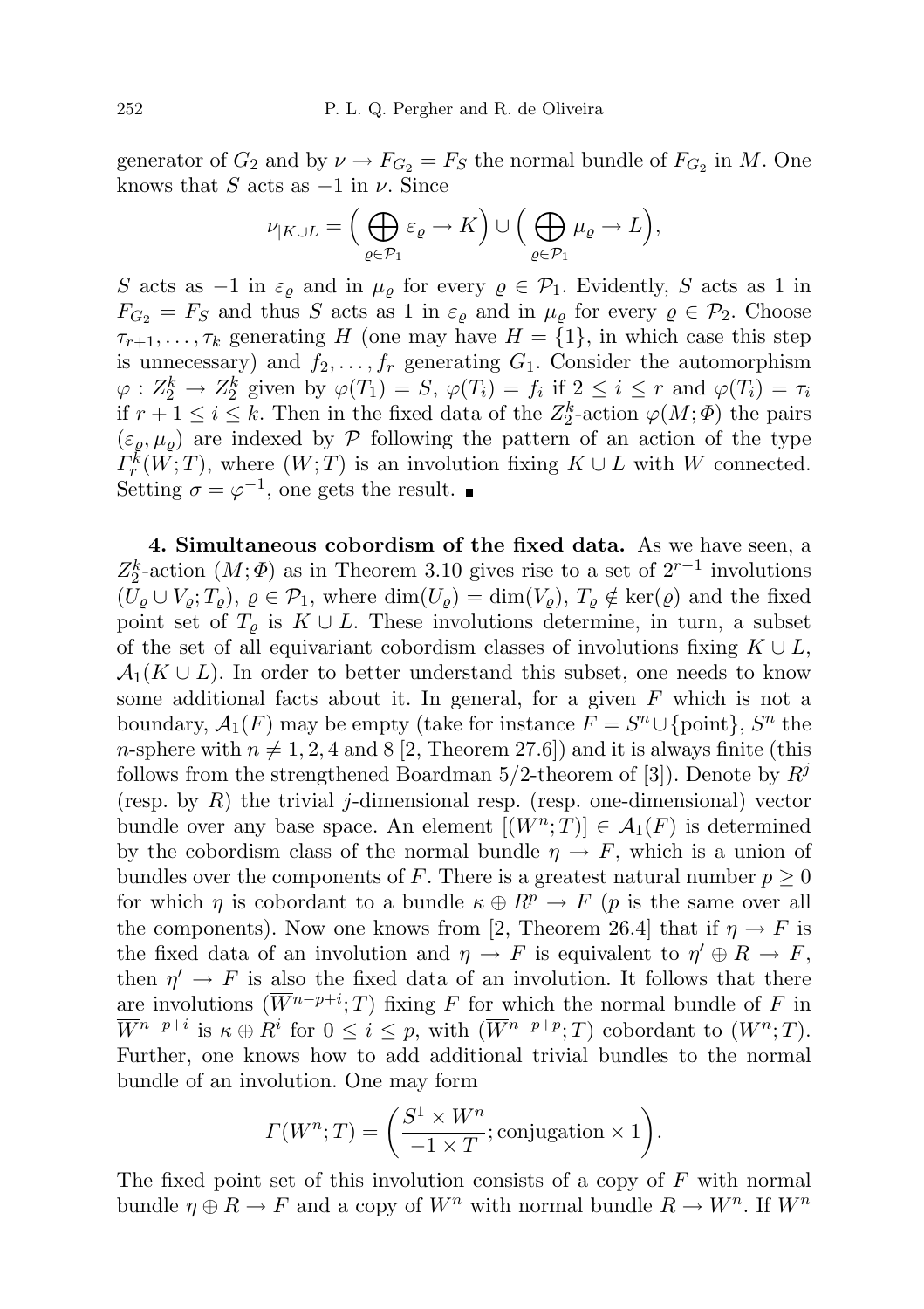generator of $G_2$ and by $\nu \to F_{G_2} = F_S$ the normal bundle of $F_{G_2}$ in $M$. One knows that $S$ acts as $-1$ in $\nu$. Since

$$\nu_{|K \cup L} = \Big( \bigoplus_{\varrho \in \mathcal{P}_1} \varepsilon_\varrho \to K \Big) \cup \Big( \bigoplus_{\varrho \in \mathcal{P}_1} \mu_\varrho \to L \Big),$$

$S$ acts as $-1$ in $\varepsilon_\varrho$ and in $\mu_\varrho$ for every $\varrho \in \mathcal{P}_1$. Evidently, $S$ acts as 1 in $F_{G_2} = F_S$ and thus $S$ acts as 1 in $\varepsilon_\varrho$ and in $\mu_\varrho$ for every $\varrho \in \mathcal{P}_2$. Choose $\tau_{r+1}, \ldots, \tau_k$ generating $H$ (one may have $H = \{1\}$, in which case this step is unnecessary) and $f_2, \ldots, f_r$ generating $G_1$. Consider the automorphism $\varphi : Z_2^k \to Z_2^k$ given by $\varphi(T_1) = S$, $\varphi(T_i) = f_i$ if $2 \leq i \leq r$ and $\varphi(T_i) = \tau_i$ if $r+1 \leq i \leq k$. Then in the fixed data of the $Z_2^k$-action $\varphi(M; \Phi)$ the pairs $(\varepsilon_\varrho, \mu_\varrho)$ are indexed by $\mathcal{P}$ following the pattern of an action of the type $\Gamma_r^k(W;T)$, where $(W;T)$ is an involution fixing $K \cup L$ with $W$ connected. Setting $\sigma = \varphi^{-1}$, one gets the result. ∎

**4. Simultaneous cobordism of the fixed data.** As we have seen, a $Z_2^k$-action $(M; \Phi)$ as in Theorem 3.10 gives rise to a set of $2^{r-1}$ involutions $(U_\varrho \cup V_\varrho; T_\varrho)$, $\varrho \in \mathcal{P}_1$, where $\dim(U_\varrho) = \dim(V_\varrho)$, $T_\varrho \notin \ker(\varrho)$ and the fixed point set of $T_\varrho$ is $K \cup L$. These involutions determine, in turn, a subset of the set of all equivariant cobordism classes of involutions fixing $K \cup L$, $\mathcal{A}_1(K \cup L)$. In order to better understand this subset, one needs to know some additional facts about it. In general, for a given $F$ which is not a boundary, $\mathcal{A}_1(F)$ may be empty (take for instance $F = S^n \cup \{\text{point}\}$, $S^n$ the $n$-sphere with $n \neq 1, 2, 4$ and 8 [2, Theorem 27.6]) and it is always finite (this follows from the strengthened Boardman 5/2-theorem of [3]). Denote by $R^j$ (resp. by $R$) the trivial $j$-dimensional resp. (resp. one-dimensional) vector bundle over any base space. An element $[(W^n;T)] \in \mathcal{A}_1(F)$ is determined by the cobordism class of the normal bundle $\eta \to F$, which is a union of bundles over the components of $F$. There is a greatest natural number $p \geq 0$ for which $\eta$ is cobordant to a bundle $\kappa \oplus R^p \to F$ ($p$ is the same over all the components). Now one knows from [2, Theorem 26.4] that if $\eta \to F$ is the fixed data of an involution and $\eta \to F$ is equivalent to $\eta' \oplus R \to F$, then $\eta' \to F$ is also the fixed data of an involution. It follows that there are involutions $(\overline{W}^{n-p+i};T)$ fixing $F$ for which the normal bundle of $F$ in $\overline{W}^{n-p+i}$ is $\kappa \oplus R^i$ for $0 \leq i \leq p$, with $(\overline{W}^{n-p+p};T)$ cobordant to $(W^n;T)$. Further, one knows how to add additional trivial bundles to the normal bundle of an involution. One may form

$$\Gamma(W^n;T) = \left( \frac{S^1 \times W^n}{-1 \times T}; \text{conjugation} \times 1 \right).$$

The fixed point set of this involution consists of a copy of $F$ with normal bundle $\eta \oplus R \to F$ and a copy of $W^n$ with normal bundle $R \to W^n$. If $W^n$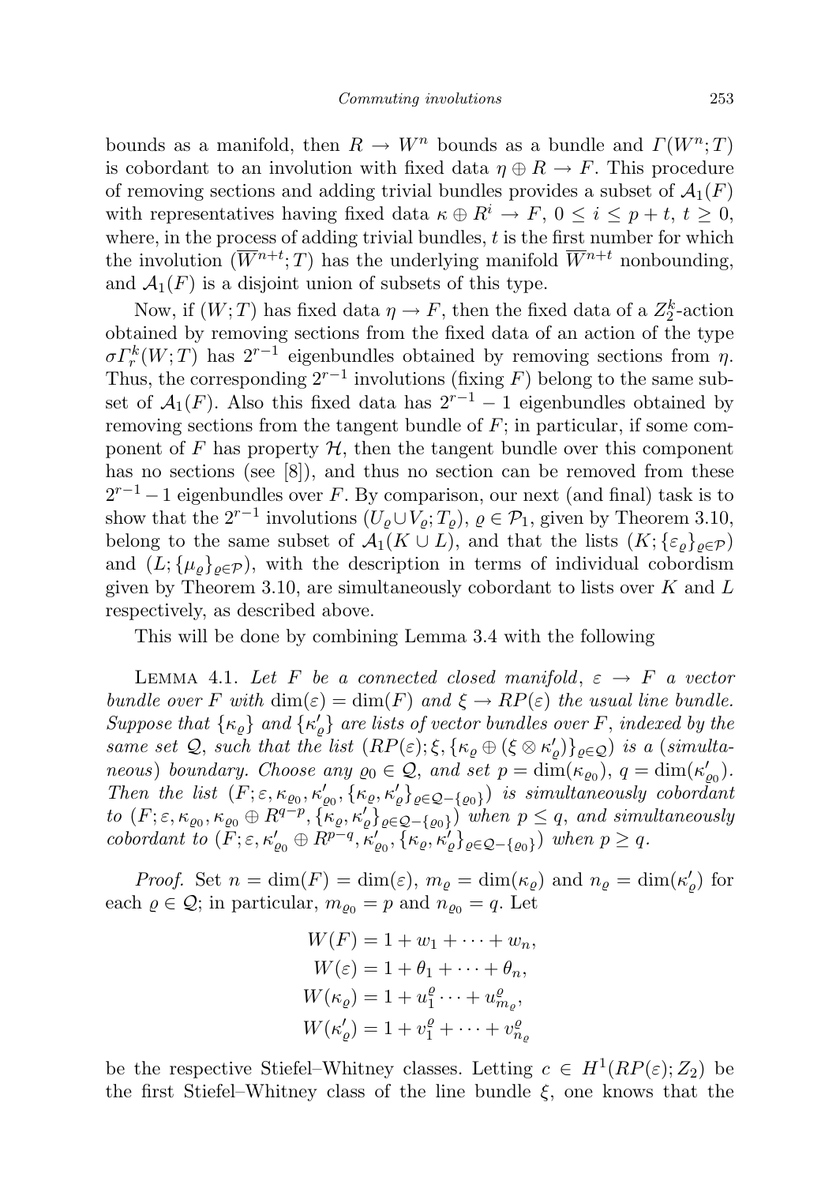bounds as a manifold, then $R \to W^n$ bounds as a bundle and $\Gamma(W^n;T)$ is cobordant to an involution with fixed data $\eta \oplus R \to F$. This procedure of removing sections and adding trivial bundles provides a subset of $\mathcal{A}_1(F)$ with representatives having fixed data $\kappa \oplus R^i \to F$, $0 \leq i \leq p+t$, $t \geq 0$, where, in the process of adding trivial bundles, $t$ is the first number for which the involution $(\overline{W}^{n+t};T)$ has the underlying manifold $\overline{W}^{n+t}$ nonbounding, and $\mathcal{A}_1(F)$ is a disjoint union of subsets of this type.

Now, if $(W;T)$ has fixed data $\eta \to F$, then the fixed data of a $Z_2^k$-action obtained by removing sections from the fixed data of an action of the type $\sigma\Gamma_r^k(W;T)$ has $2^{r-1}$ eigenbundles obtained by removing sections from $\eta$. Thus, the corresponding $2^{r-1}$ involutions (fixing $F$) belong to the same subset of $\mathcal{A}_1(F)$. Also this fixed data has $2^{r-1}-1$ eigenbundles obtained by removing sections from the tangent bundle of $F$; in particular, if some component of $F$ has property $\mathcal{H}$, then the tangent bundle over this component has no sections (see [8]), and thus no section can be removed from these $2^{r-1}-1$ eigenbundles over $F$. By comparison, our next (and final) task is to show that the $2^{r-1}$ involutions $(U_\varrho \cup V_\varrho; T_\varrho)$, $\varrho \in \mathcal{P}_1$, given by Theorem 3.10, belong to the same subset of $\mathcal{A}_1(K \cup L)$, and that the lists $(K;\{\varepsilon_\varrho\}_{\varrho\in\mathcal{P}})$ and $(L;\{\mu_\varrho\}_{\varrho\in\mathcal{P}})$, with the description in terms of individual cobordism given by Theorem 3.10, are simultaneously cobordant to lists over $K$ and $L$ respectively, as described above.

This will be done by combining Lemma 3.4 with the following

Lemma 4.1. *Let $F$ be a connected closed manifold, $\varepsilon \to F$ a vector bundle over $F$ with $\dim(\varepsilon) = \dim(F)$ and $\xi \to RP(\varepsilon)$ the usual line bundle. Suppose that $\{\kappa_\varrho\}$ and $\{\kappa'_\varrho\}$ are lists of vector bundles over $F$, indexed by the same set $\mathcal{Q}$, such that the list $(RP(\varepsilon);\xi,\{\kappa_\varrho \oplus (\xi\otimes\kappa'_\varrho)\}_{\varrho\in\mathcal{Q}})$ is a (simultaneous) boundary. Choose any $\varrho_0 \in \mathcal{Q}$, and set $p = \dim(\kappa_{\varrho_0})$, $q = \dim(\kappa'_{\varrho_0})$. Then the list $(F;\varepsilon,\kappa_{\varrho_0},\kappa'_{\varrho_0},\{\kappa_\varrho,\kappa'_\varrho\}_{\varrho\in\mathcal{Q}-\{\varrho_0\}})$ is simultaneously cobordant to $(F;\varepsilon,\kappa_{\varrho_0},\kappa_{\varrho_0}\oplus R^{q-p},\{\kappa_\varrho,\kappa'_\varrho\}_{\varrho\in\mathcal{Q}-\{\varrho_0\}})$ when $p \leq q$, and simultaneously cobordant to $(F;\varepsilon,\kappa'_{\varrho_0}\oplus R^{p-q},\kappa'_{\varrho_0},\{\kappa_\varrho,\kappa'_\varrho\}_{\varrho\in\mathcal{Q}-\{\varrho_0\}})$ when $p \geq q$.*

*Proof.* Set $n = \dim(F) = \dim(\varepsilon)$, $m_\varrho = \dim(\kappa_\varrho)$ and $n_\varrho = \dim(\kappa'_\varrho)$ for each $\varrho \in \mathcal{Q}$; in particular, $m_{\varrho_0} = p$ and $n_{\varrho_0} = q$. Let

$$
\begin{aligned}
W(F) &= 1 + w_1 + \cdots + w_n,\\
W(\varepsilon) &= 1 + \theta_1 + \cdots + \theta_n,\\
W(\kappa_\varrho) &= 1 + u_1^\varrho \cdots + u_{m_\varrho}^\varrho,\\
W(\kappa'_\varrho) &= 1 + v_1^\varrho + \cdots + v_{n_\varrho}^\varrho
\end{aligned}
$$

be the respective Stiefel–Whitney classes. Letting $c \in H^1(RP(\varepsilon);Z_2)$ be the first Stiefel–Whitney class of the line bundle $\xi$, one knows that the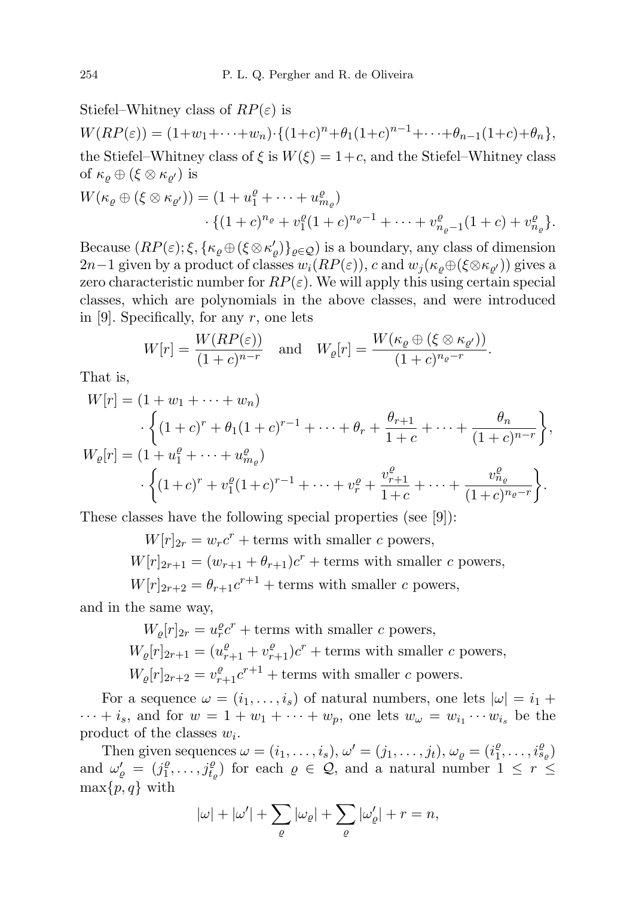Stiefel–Whitney class of $RP(\varepsilon)$ is

$$W(RP(\varepsilon)) = (1+w_1+\cdots+w_n)\cdot\{(1+c)^n+\theta_1(1+c)^{n-1}+\cdots+\theta_{n-1}(1+c)+\theta_n\},$$

the Stiefel–Whitney class of $\xi$ is $W(\xi) = 1+c$, and the Stiefel–Whitney class of $\kappa_\varrho \oplus (\xi \otimes \kappa_{\varrho'})$ is

$$W(\kappa_\varrho \oplus (\xi \otimes \kappa_{\varrho'})) = (1 + u_1^\varrho + \cdots + u_{m_\varrho}^\varrho) \cdot \{(1+c)^{n_\varrho} + v_1^\varrho(1+c)^{n_\varrho - 1} + \cdots + v_{n_\varrho - 1}^\varrho(1+c) + v_{n_\varrho}^\varrho\}.$$

Because $(RP(\varepsilon); \xi, \{\kappa_\varrho \oplus (\xi \otimes \kappa'_\varrho)\}_{\varrho\in\mathcal{Q}})$ is a boundary, any class of dimension $2n-1$ given by a product of classes $w_i(RP(\varepsilon))$, $c$ and $w_j(\kappa_\varrho \oplus (\xi\otimes\kappa_{\varrho'}))$ gives a zero characteristic number for $RP(\varepsilon)$. We will apply this using certain special classes, which are polynomials in the above classes, and were introduced in [9]. Specifically, for any $r$, one lets

$$W[r] = \frac{W(RP(\varepsilon))}{(1+c)^{n-r}} \quad \text{and} \quad W_\varrho[r] = \frac{W(\kappa_\varrho \oplus (\xi \otimes \kappa_{\varrho'}))}{(1+c)^{n_\varrho - r}}.$$

That is,

$$\begin{aligned} W[r] &= (1 + w_1 + \cdots + w_n) \\ &\quad \cdot \left\{(1+c)^r + \theta_1(1+c)^{r-1} + \cdots + \theta_r + \frac{\theta_{r+1}}{1+c} + \cdots + \frac{\theta_n}{(1+c)^{n-r}}\right\}, \\ W_\varrho[r] &= (1 + u_1^\varrho + \cdots + u_{m_\varrho}^\varrho) \\ &\quad \cdot \left\{(1+c)^r + v_1^\varrho(1+c)^{r-1} + \cdots + v_r^\varrho + \frac{v_{r+1}^\varrho}{1+c} + \cdots + \frac{v_{n_\varrho}^\varrho}{(1+c)^{n_\varrho - r}}\right\}. \end{aligned}$$

These classes have the following special properties (see [9]):

$$\begin{aligned} W[r]_{2r} &= w_r c^r + \text{terms with smaller } c \text{ powers}, \\ W[r]_{2r+1} &= (w_{r+1} + \theta_{r+1})c^r + \text{terms with smaller } c \text{ powers}, \\ W[r]_{2r+2} &= \theta_{r+1} c^{r+1} + \text{terms with smaller } c \text{ powers}, \end{aligned}$$

and in the same way,

$$\begin{aligned} W_\varrho[r]_{2r} &= u_r^\varrho c^r + \text{terms with smaller } c \text{ powers}, \\ W_\varrho[r]_{2r+1} &= (u_{r+1}^\varrho + v_{r+1}^\varrho)c^r + \text{terms with smaller } c \text{ powers}, \\ W_\varrho[r]_{2r+2} &= v_{r+1}^\varrho c^{r+1} + \text{terms with smaller } c \text{ powers}. \end{aligned}$$

For a sequence $\omega = (i_1, \ldots, i_s)$ of natural numbers, one lets $|\omega| = i_1 + \cdots + i_s$, and for $w = 1 + w_1 + \cdots + w_p$, one lets $w_\omega = w_{i_1} \cdots w_{i_s}$ be the product of the classes $w_i$.

Then given sequences $\omega = (i_1, \ldots, i_s)$, $\omega' = (j_1, \ldots, j_t)$, $\omega_\varrho = (i_1^\varrho, \ldots, i_{s_\varrho}^\varrho)$ and $\omega'_\varrho = (j_1^\varrho, \ldots, j_{t_\varrho}^\varrho)$ for each $\varrho \in \mathcal{Q}$, and a natural number $1 \le r \le \max\{p, q\}$ with

$$|\omega| + |\omega'| + \sum_\varrho |\omega_\varrho| + \sum_\varrho |\omega'_\varrho| + r = n,$$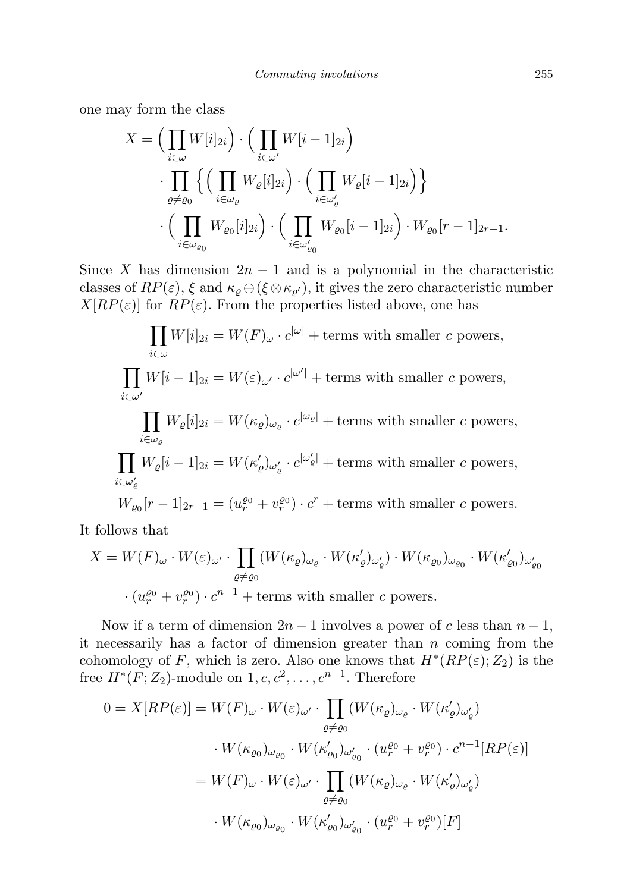one may form the class

$$
\begin{aligned}
X = &\Big(\prod_{i\in\omega} W[i]_{2i}\Big)\cdot\Big(\prod_{i\in\omega'} W[i-1]_{2i}\Big)\\
&\cdot \prod_{\varrho\neq\varrho_0}\Big\{\Big(\prod_{i\in\omega_\varrho} W_\varrho[i]_{2i}\Big)\cdot\Big(\prod_{i\in\omega'_\varrho} W_\varrho[i-1]_{2i}\Big)\Big\}\\
&\cdot\Big(\prod_{i\in\omega_{\varrho_0}} W_{\varrho_0}[i]_{2i}\Big)\cdot\Big(\prod_{i\in\omega'_{\varrho_0}} W_{\varrho_0}[i-1]_{2i}\Big)\cdot W_{\varrho_0}[r-1]_{2r-1}.
\end{aligned}
$$

Since $X$ has dimension $2n-1$ and is a polynomial in the characteristic classes of $RP(\varepsilon)$, $\xi$ and $\kappa_\varrho\oplus(\xi\otimes\kappa_{\varrho'})$, it gives the zero characteristic number $X[RP(\varepsilon)]$ for $RP(\varepsilon)$. From the properties listed above, one has

$$
\begin{aligned}
\prod_{i\in\omega} W[i]_{2i} &= W(F)_\omega\cdot c^{|\omega|} + \text{terms with smaller } c \text{ powers},\\
\prod_{i\in\omega'} W[i-1]_{2i} &= W(\varepsilon)_{\omega'}\cdot c^{|\omega'|} + \text{terms with smaller } c \text{ powers},\\
\prod_{i\in\omega_\varrho} W_\varrho[i]_{2i} &= W(\kappa_\varrho)_{\omega_\varrho}\cdot c^{|\omega_\varrho|} + \text{terms with smaller } c \text{ powers},\\
\prod_{i\in\omega'_\varrho} W_\varrho[i-1]_{2i} &= W(\kappa'_\varrho)_{\omega'_\varrho}\cdot c^{|\omega'_\varrho|} + \text{terms with smaller } c \text{ powers},\\
W_{\varrho_0}[r-1]_{2r-1} &= (u_r^{\varrho_0}+v_r^{\varrho_0})\cdot c^{r} + \text{terms with smaller } c \text{ powers}.
\end{aligned}
$$

It follows that

$$
\begin{aligned}
X = &W(F)_\omega\cdot W(\varepsilon)_{\omega'}\cdot\prod_{\varrho\neq\varrho_0}(W(\kappa_\varrho)_{\omega_\varrho}\cdot W(\kappa'_\varrho)_{\omega'_\varrho})\cdot W(\kappa_{\varrho_0})_{\omega_{\varrho_0}}\cdot W(\kappa'_{\varrho_0})_{\omega'_{\varrho_0}}\\
&\cdot(u_r^{\varrho_0}+v_r^{\varrho_0})\cdot c^{n-1} + \text{terms with smaller } c \text{ powers}.
\end{aligned}
$$

Now if a term of dimension $2n-1$ involves a power of $c$ less than $n-1$, it necessarily has a factor of dimension greater than $n$ coming from the cohomology of $F$, which is zero. Also one knows that $H^*(RP(\varepsilon);Z_2)$ is the free $H^*(F;Z_2)$-module on $1, c, c^2, \ldots, c^{n-1}$. Therefore

$$
\begin{aligned}
0 = X[RP(\varepsilon)] &= W(F)_\omega\cdot W(\varepsilon)_{\omega'}\cdot\prod_{\varrho\neq\varrho_0}(W(\kappa_\varrho)_{\omega_\varrho}\cdot W(\kappa'_\varrho)_{\omega'_\varrho})\\
&\qquad\cdot W(\kappa_{\varrho_0})_{\omega_{\varrho_0}}\cdot W(\kappa'_{\varrho_0})_{\omega'_{\varrho_0}}\cdot(u_r^{\varrho_0}+v_r^{\varrho_0})\cdot c^{n-1}[RP(\varepsilon)]\\
&= W(F)_\omega\cdot W(\varepsilon)_{\omega'}\cdot\prod_{\varrho\neq\varrho_0}(W(\kappa_\varrho)_{\omega_\varrho}\cdot W(\kappa'_\varrho)_{\omega'_\varrho})\\
&\qquad\cdot W(\kappa_{\varrho_0})_{\omega_{\varrho_0}}\cdot W(\kappa'_{\varrho_0})_{\omega'_{\varrho_0}}\cdot(u_r^{\varrho_0}+v_r^{\varrho_0})[F]
\end{aligned}
$$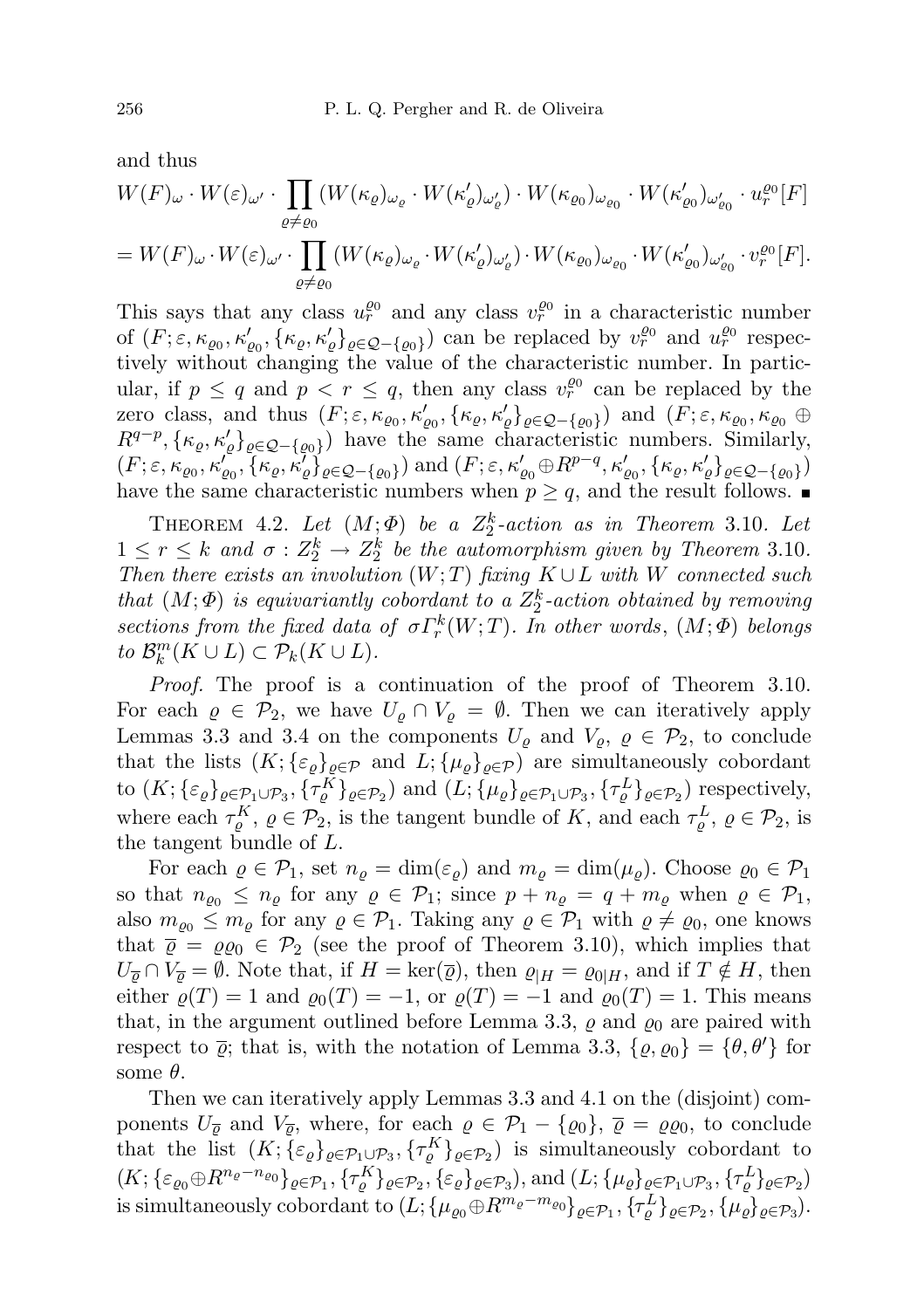and thus

$$
\begin{aligned}
& W(F)_\omega \cdot W(\varepsilon)_{\omega'} \cdot \prod_{\varrho \neq \varrho_0} (W(\kappa_\varrho)_{\omega_\varrho} \cdot W(\kappa'_\varrho)_{\omega'_\varrho}) \cdot W(\kappa_{\varrho_0})_{\omega_{\varrho_0}} \cdot W(\kappa'_{\varrho_0})_{\omega'_{\varrho_0}} \cdot u_r^{\varrho_0}[F] \\
&= W(F)_\omega \cdot W(\varepsilon)_{\omega'} \cdot \prod_{\varrho \neq \varrho_0} (W(\kappa_\varrho)_{\omega_\varrho} \cdot W(\kappa'_\varrho)_{\omega'_\varrho}) \cdot W(\kappa_{\varrho_0})_{\omega_{\varrho_0}} \cdot W(\kappa'_{\varrho_0})_{\omega'_{\varrho_0}} \cdot v_r^{\varrho_0}[F].
\end{aligned}
$$

This says that any class $u_r^{\varrho_0}$ and any class $v_r^{\varrho_0}$ in a characteristic number of $(F; \varepsilon, \kappa_{\varrho_0}, \kappa'_{\varrho_0}, \{\kappa_\varrho, \kappa'_\varrho\}_{\varrho \in \mathcal{Q} - \{\varrho_0\}})$ can be replaced by $v_r^{\varrho_0}$ and $u_r^{\varrho_0}$ respectively without changing the value of the characteristic number. In particular, if $p \leq q$ and $p < r \leq q$, then any class $v_r^{\varrho_0}$ can be replaced by the zero class, and thus $(F; \varepsilon, \kappa_{\varrho_0}, \kappa'_{\varrho_0}, \{\kappa_\varrho, \kappa'_\varrho\}_{\varrho \in \mathcal{Q} - \{\varrho_0\}})$ and $(F; \varepsilon, \kappa_{\varrho_0}, \kappa_{\varrho_0} \oplus R^{q-p}, \{\kappa_\varrho, \kappa'_\varrho\}_{\varrho \in \mathcal{Q} - \{\varrho_0\}})$ have the same characteristic numbers. Similarly, $(F; \varepsilon, \kappa_{\varrho_0}, \kappa'_{\varrho_0}, \{\kappa_\varrho, \kappa'_\varrho\}_{\varrho \in \mathcal{Q} - \{\varrho_0\}})$ and $(F; \varepsilon, \kappa'_{\varrho_0} \oplus R^{p-q}, \kappa'_{\varrho_0}, \{\kappa_\varrho, \kappa'_\varrho\}_{\varrho \in \mathcal{Q} - \{\varrho_0\}})$ have the same characteristic numbers when $p \geq q$, and the result follows. ∎

THEOREM 4.2. *Let $(M; \Phi)$ be a $Z_2^k$-action as in Theorem 3.10. Let $1 \leq r \leq k$ and $\sigma : Z_2^k \to Z_2^k$ be the automorphism given by Theorem 3.10. Then there exists an involution $(W; T)$ fixing $K \cup L$ with $W$ connected such that $(M; \Phi)$ is equivariantly cobordant to a $Z_2^k$-action obtained by removing sections from the fixed data of $\sigma \Gamma_r^k(W; T)$. In other words, $(M; \Phi)$ belongs to $\mathcal{B}_k^m(K \cup L) \subset \mathcal{P}_k(K \cup L)$.*

*Proof.* The proof is a continuation of the proof of Theorem 3.10. For each $\varrho \in \mathcal{P}_2$, we have $U_\varrho \cap V_\varrho = \emptyset$. Then we can iteratively apply Lemmas 3.3 and 3.4 on the components $U_\varrho$ and $V_\varrho$, $\varrho \in \mathcal{P}_2$, to conclude that the lists $(K; \{\varepsilon_\varrho\}_{\varrho \in \mathcal{P}}$ and $L; \{\mu_\varrho\}_{\varrho \in \mathcal{P}})$ are simultaneously cobordant to $(K; \{\varepsilon_\varrho\}_{\varrho \in \mathcal{P}_1 \cup \mathcal{P}_3}, \{\tau_\varrho^K\}_{\varrho \in \mathcal{P}_2})$ and $(L; \{\mu_\varrho\}_{\varrho \in \mathcal{P}_1 \cup \mathcal{P}_3}, \{\tau_\varrho^L\}_{\varrho \in \mathcal{P}_2})$ respectively, where each $\tau_\varrho^K$, $\varrho \in \mathcal{P}_2$, is the tangent bundle of $K$, and each $\tau_\varrho^L$, $\varrho \in \mathcal{P}_2$, is the tangent bundle of $L$.

For each $\varrho \in \mathcal{P}_1$, set $n_\varrho = \dim(\varepsilon_\varrho)$ and $m_\varrho = \dim(\mu_\varrho)$. Choose $\varrho_0 \in \mathcal{P}_1$ so that $n_{\varrho_0} \leq n_\varrho$ for any $\varrho \in \mathcal{P}_1$; since $p + n_\varrho = q + m_\varrho$ when $\varrho \in \mathcal{P}_1$, also $m_{\varrho_0} \leq m_\varrho$ for any $\varrho \in \mathcal{P}_1$. Taking any $\varrho \in \mathcal{P}_1$ with $\varrho \neq \varrho_0$, one knows that $\overline{\varrho} = \varrho\varrho_0 \in \mathcal{P}_2$ (see the proof of Theorem 3.10), which implies that $U_{\overline{\varrho}} \cap V_{\overline{\varrho}} = \emptyset$. Note that, if $H = \ker(\overline{\varrho})$, then $\varrho_{|H} = \varrho_{0|H}$, and if $T \notin H$, then either $\varrho(T) = 1$ and $\varrho_0(T) = -1$, or $\varrho(T) = -1$ and $\varrho_0(T) = 1$. This means that, in the argument outlined before Lemma 3.3, $\varrho$ and $\varrho_0$ are paired with respect to $\overline{\varrho}$; that is, with the notation of Lemma 3.3, $\{\varrho, \varrho_0\} = \{\theta, \theta'\}$ for some $\theta$.

Then we can iteratively apply Lemmas 3.3 and 4.1 on the (disjoint) components $U_{\overline{\varrho}}$ and $V_{\overline{\varrho}}$, where, for each $\varrho \in \mathcal{P}_1 - \{\varrho_0\}$, $\overline{\varrho} = \varrho\varrho_0$, to conclude that the list $(K; \{\varepsilon_\varrho\}_{\varrho \in \mathcal{P}_1 \cup \mathcal{P}_3}, \{\tau_\varrho^K\}_{\varrho \in \mathcal{P}_2})$ is simultaneously cobordant to $(K; \{\varepsilon_{\varrho_0} \oplus R^{n_\varrho - n_{\varrho_0}}\}_{\varrho \in \mathcal{P}_1}, \{\tau_\varrho^K\}_{\varrho \in \mathcal{P}_2}, \{\varepsilon_\varrho\}_{\varrho \in \mathcal{P}_3})$, and $(L; \{\mu_\varrho\}_{\varrho \in \mathcal{P}_1 \cup \mathcal{P}_3}, \{\tau_\varrho^L\}_{\varrho \in \mathcal{P}_2})$ is simultaneously cobordant to $(L; \{\mu_{\varrho_0} \oplus R^{m_\varrho - m_{\varrho_0}}\}_{\varrho \in \mathcal{P}_1}, \{\tau_\varrho^L\}_{\varrho \in \mathcal{P}_2}, \{\mu_\varrho\}_{\varrho \in \mathcal{P}_3})$.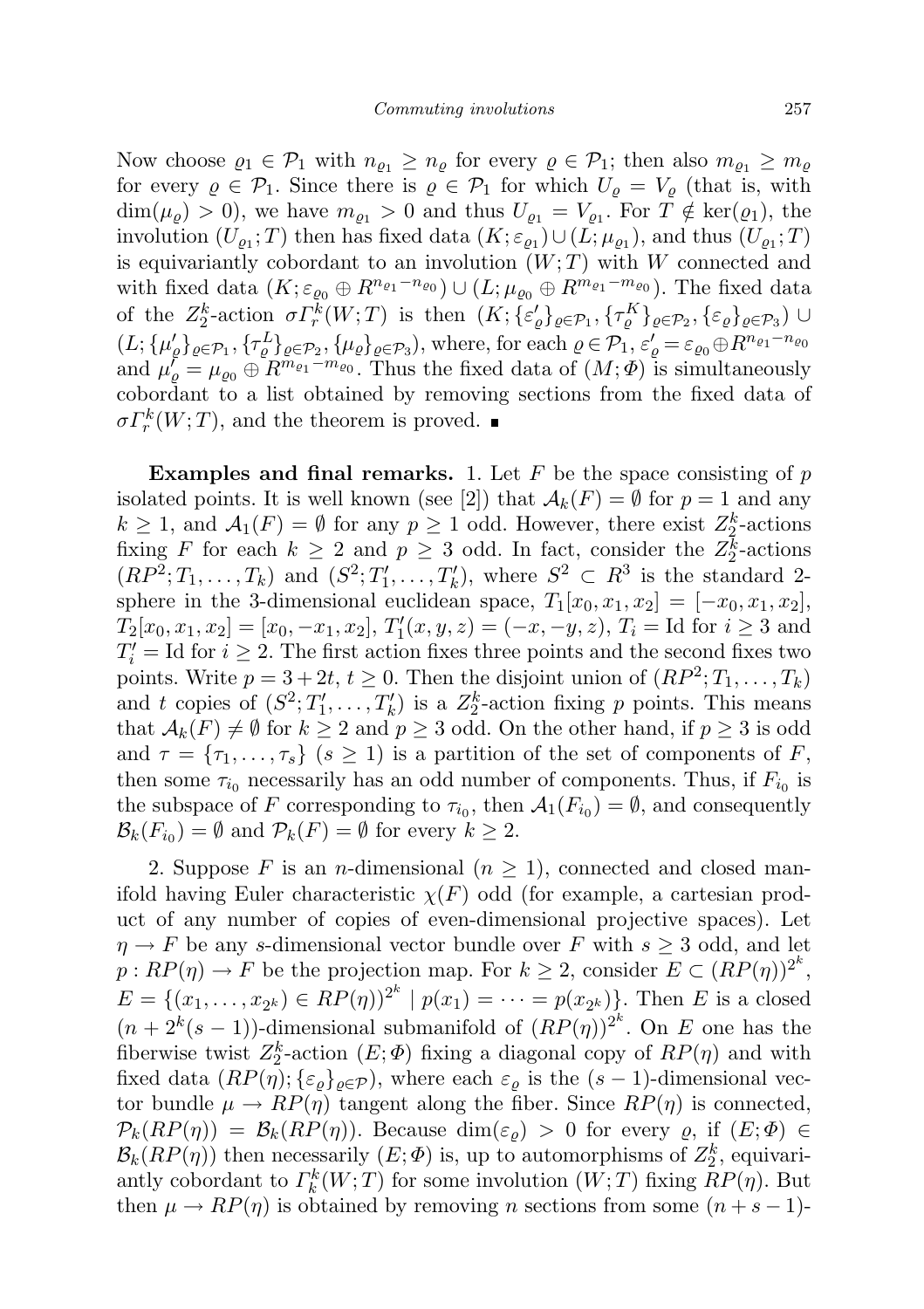Now choose $\varrho_1 \in \mathcal{P}_1$ with $n_{\varrho_1} \geq n_\varrho$ for every $\varrho \in \mathcal{P}_1$; then also $m_{\varrho_1} \geq m_\varrho$ for every $\varrho \in \mathcal{P}_1$. Since there is $\varrho \in \mathcal{P}_1$ for which $U_\varrho = V_\varrho$ (that is, with $\dim(\mu_\varrho) > 0$), we have $m_{\varrho_1} > 0$ and thus $U_{\varrho_1} = V_{\varrho_1}$. For $T \notin \ker(\varrho_1)$, the involution $(U_{\varrho_1}; T)$ then has fixed data $(K; \varepsilon_{\varrho_1}) \cup (L; \mu_{\varrho_1})$, and thus $(U_{\varrho_1}; T)$ is equivariantly cobordant to an involution $(W; T)$ with $W$ connected and with fixed data $(K; \varepsilon_{\varrho_0} \oplus R^{n_{\varrho_1} - n_{\varrho_0}}) \cup (L; \mu_{\varrho_0} \oplus R^{m_{\varrho_1} - m_{\varrho_0}})$. The fixed data of the $Z_2^k$-action $\sigma \Gamma_r^k(W; T)$ is then $(K; \{\varepsilon'_\varrho\}_{\varrho \in \mathcal{P}_1}, \{\tau_\varrho^K\}_{\varrho \in \mathcal{P}_2}, \{\varepsilon_\varrho\}_{\varrho \in \mathcal{P}_3}) \cup (L; \{\mu'_\varrho\}_{\varrho \in \mathcal{P}_1}, \{\tau_\varrho^L\}_{\varrho \in \mathcal{P}_2}, \{\mu_\varrho\}_{\varrho \in \mathcal{P}_3})$, where, for each $\varrho \in \mathcal{P}_1$, $\varepsilon'_\varrho = \varepsilon_{\varrho_0} \oplus R^{n_{\varrho_1} - n_{\varrho_0}}$ and $\mu'_\varrho = \mu_{\varrho_0} \oplus R^{m_{\varrho_1} - m_{\varrho_0}}$. Thus the fixed data of $(M; \Phi)$ is simultaneously cobordant to a list obtained by removing sections from the fixed data of $\sigma \Gamma_r^k(W; T)$, and the theorem is proved. ∎

**Examples and final remarks.** 1. Let $F$ be the space consisting of $p$ isolated points. It is well known (see [2]) that $\mathcal{A}_k(F) = \emptyset$ for $p = 1$ and any $k \geq 1$, and $\mathcal{A}_1(F) = \emptyset$ for any $p \geq 1$ odd. However, there exist $Z_2^k$-actions fixing $F$ for each $k \geq 2$ and $p \geq 3$ odd. In fact, consider the $Z_2^k$-actions $(RP^2; T_1, \ldots, T_k)$ and $(S^2; T'_1, \ldots, T'_k)$, where $S^2 \subset R^3$ is the standard 2-sphere in the 3-dimensional euclidean space, $T_1[x_0, x_1, x_2] = [-x_0, x_1, x_2]$, $T_2[x_0, x_1, x_2] = [x_0, -x_1, x_2]$, $T'_1(x, y, z) = (-x, -y, z)$, $T_i = \mathrm{Id}$ for $i \geq 3$ and $T'_i = \mathrm{Id}$ for $i \geq 2$. The first action fixes three points and the second fixes two points. Write $p = 3 + 2t$, $t \geq 0$. Then the disjoint union of $(RP^2; T_1, \ldots, T_k)$ and $t$ copies of $(S^2; T'_1, \ldots, T'_k)$ is a $Z_2^k$-action fixing $p$ points. This means that $\mathcal{A}_k(F) \neq \emptyset$ for $k \geq 2$ and $p \geq 3$ odd. On the other hand, if $p \geq 3$ is odd and $\tau = \{\tau_1, \ldots, \tau_s\}$ $(s \geq 1)$ is a partition of the set of components of $F$, then some $\tau_{i_0}$ necessarily has an odd number of components. Thus, if $F_{i_0}$ is the subspace of $F$ corresponding to $\tau_{i_0}$, then $\mathcal{A}_1(F_{i_0}) = \emptyset$, and consequently $\mathcal{B}_k(F_{i_0}) = \emptyset$ and $\mathcal{P}_k(F) = \emptyset$ for every $k \geq 2$.

2. Suppose $F$ is an $n$-dimensional $(n \geq 1)$, connected and closed manifold having Euler characteristic $\chi(F)$ odd (for example, a cartesian product of any number of copies of even-dimensional projective spaces). Let $\eta \to F$ be any $s$-dimensional vector bundle over $F$ with $s \geq 3$ odd, and let $p : RP(\eta) \to F$ be the projection map. For $k \geq 2$, consider $E \subset (RP(\eta))^{2^k}$, $E = \{(x_1, \ldots, x_{2^k}) \in RP(\eta))^{2^k} \mid p(x_1) = \cdots = p(x_{2^k})\}$. Then $E$ is a closed $(n + 2^k(s-1))$-dimensional submanifold of $(RP(\eta))^{2^k}$. On $E$ one has the fiberwise twist $Z_2^k$-action $(E; \Phi)$ fixing a diagonal copy of $RP(\eta)$ and with fixed data $(RP(\eta); \{\varepsilon_\varrho\}_{\varrho \in \mathcal{P}})$, where each $\varepsilon_\varrho$ is the $(s-1)$-dimensional vector bundle $\mu \to RP(\eta)$ tangent along the fiber. Since $RP(\eta)$ is connected, $\mathcal{P}_k(RP(\eta)) = \mathcal{B}_k(RP(\eta))$. Because $\dim(\varepsilon_\varrho) > 0$ for every $\varrho$, if $(E; \Phi) \in \mathcal{B}_k(RP(\eta))$ then necessarily $(E; \Phi)$ is, up to automorphisms of $Z_2^k$, equivariantly cobordant to $\Gamma_k^k(W; T)$ for some involution $(W; T)$ fixing $RP(\eta)$. But then $\mu \to RP(\eta)$ is obtained by removing $n$ sections from some $(n + s - 1)$-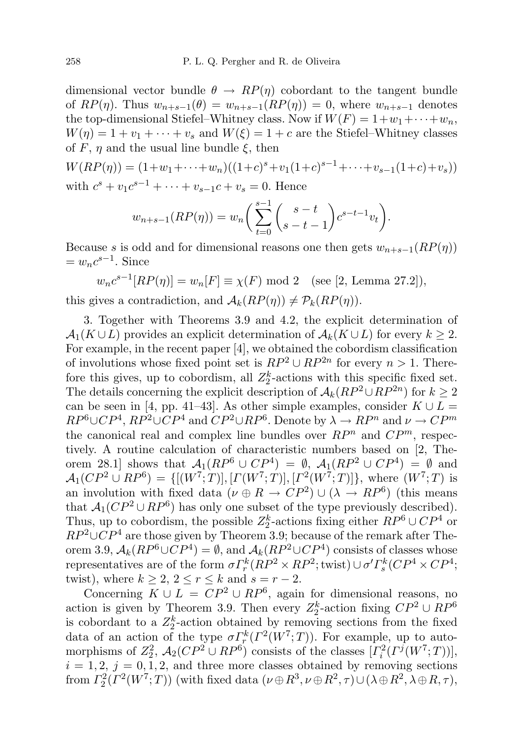dimensional vector bundle $\theta \to RP(\eta)$ cobordant to the tangent bundle of $RP(\eta)$. Thus $w_{n+s-1}(\theta) = w_{n+s-1}(RP(\eta)) = 0$, where $w_{n+s-1}$ denotes the top-dimensional Stiefel–Whitney class. Now if $W(F) = 1 + w_1 + \cdots + w_n$, $W(\eta) = 1 + v_1 + \cdots + v_s$ and $W(\xi) = 1 + c$ are the Stiefel–Whitney classes of $F$, $\eta$ and the usual line bundle $\xi$, then

$$W(RP(\eta)) = (1+w_1+\cdots+w_n)((1+c)^s + v_1(1+c)^{s-1} + \cdots + v_{s-1}(1+c) + v_s))$$

with $c^s + v_1 c^{s-1} + \cdots + v_{s-1}c + v_s = 0$. Hence

$$w_{n+s-1}(RP(\eta)) = w_n\bigg(\sum_{t=0}^{s-1}\binom{s-t}{s-t-1}c^{s-t-1}v_t\bigg).$$

Because $s$ is odd and for dimensional reasons one then gets $w_{n+s-1}(RP(\eta)) = w_n c^{s-1}$. Since

$$w_n c^{s-1}[RP(\eta)] = w_n[F] \equiv \chi(F) \bmod 2 \quad \text{(see [2, Lemma 27.2])},$$

this gives a contradiction, and $\mathcal{A}_k(RP(\eta)) \neq \mathcal{P}_k(RP(\eta))$.

3. Together with Theorems 3.9 and 4.2, the explicit determination of $\mathcal{A}_1(K \cup L)$ provides an explicit determination of $\mathcal{A}_k(K \cup L)$ for every $k \geq 2$. For example, in the recent paper [4], we obtained the cobordism classification of involutions whose fixed point set is $RP^2 \cup RP^{2n}$ for every $n > 1$. Therefore this gives, up to cobordism, all $Z_2^k$-actions with this specific fixed set. The details concerning the explicit description of $\mathcal{A}_k(RP^2 \cup RP^{2n})$ for $k \geq 2$ can be seen in [4, pp. 41–43]. As other simple examples, consider $K \cup L = RP^6 \cup CP^4$, $RP^2 \cup CP^4$ and $CP^2 \cup RP^6$. Denote by $\lambda \to RP^n$ and $\nu \to CP^m$ the canonical real and complex line bundles over $RP^n$ and $CP^m$, respectively. A routine calculation of characteristic numbers based on [2, Theorem 28.1] shows that $\mathcal{A}_1(RP^6 \cup CP^4) = \emptyset$, $\mathcal{A}_1(RP^2 \cup CP^4) = \emptyset$ and $\mathcal{A}_1(CP^2 \cup RP^6) = \{[(W^7;T)], [\Gamma(W^7;T)], [\Gamma^2(W^7;T)]\}$, where $(W^7;T)$ is an involution with fixed data $(\nu \oplus R \to CP^2) \cup (\lambda \to RP^6)$ (this means that $\mathcal{A}_1(CP^2 \cup RP^6)$ has only one subset of the type previously described). Thus, up to cobordism, the possible $Z_2^k$-actions fixing either $RP^6 \cup CP^4$ or $RP^2 \cup CP^4$ are those given by Theorem 3.9; because of the remark after Theorem 3.9, $\mathcal{A}_k(RP^6 \cup CP^4) = \emptyset$, and $\mathcal{A}_k(RP^2 \cup CP^4)$ consists of classes whose representatives are of the form $\sigma\Gamma_r^k(RP^2 \times RP^2; \text{twist}) \cup \sigma'\Gamma_s^k(CP^4 \times CP^4; \text{twist})$, where $k \geq 2$, $2 \leq r \leq k$ and $s = r-2$.

Concerning $K \cup L = CP^2 \cup RP^6$, again for dimensional reasons, no action is given by Theorem 3.9. Then every $Z_2^k$-action fixing $CP^2 \cup RP^6$ is cobordant to a $Z_2^k$-action obtained by removing sections from the fixed data of an action of the type $\sigma\Gamma_r^k(\Gamma^2(W^7;T))$. For example, up to automorphisms of $Z_2^2$, $\mathcal{A}_2(CP^2 \cup RP^6)$ consists of the classes $[\Gamma_i^2(\Gamma^j(W^7;T))]$, $i = 1, 2$, $j = 0, 1, 2$, and three more classes obtained by removing sections from $\Gamma_2^2(\Gamma^2(W^7;T))$ (with fixed data $(\nu \oplus R^3, \nu \oplus R^2, \tau) \cup (\lambda \oplus R^2, \lambda \oplus R, \tau)$,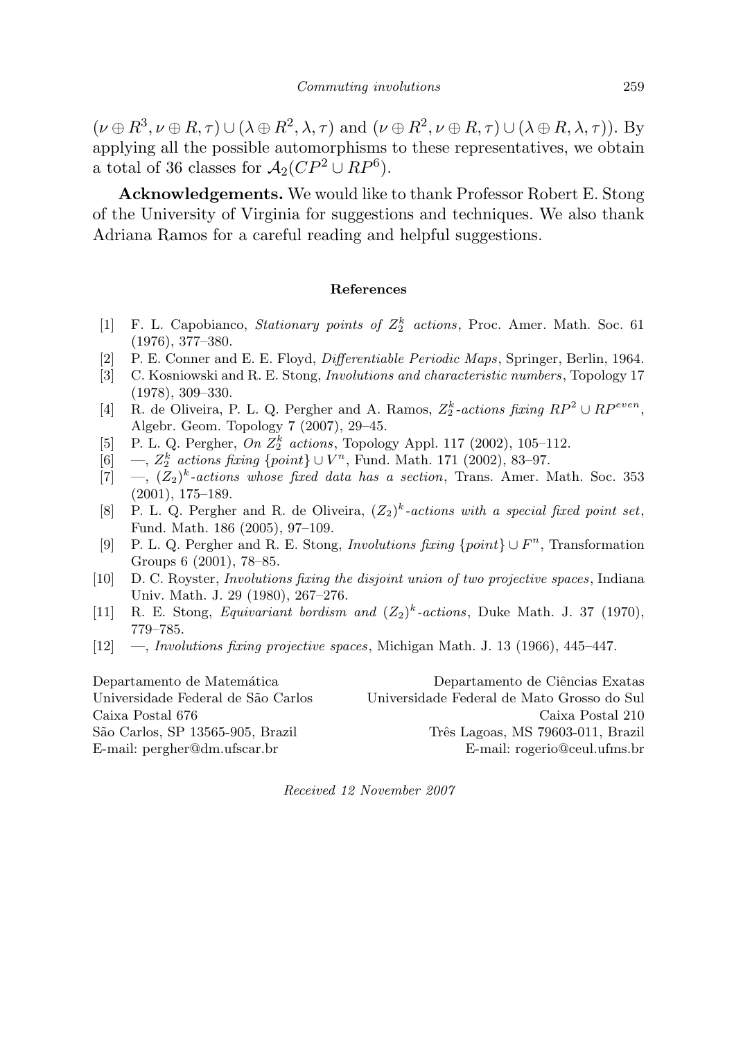$(\nu \oplus R^3, \nu \oplus R, \tau) \cup (\lambda \oplus R^2, \lambda, \tau)$ and $(\nu \oplus R^2, \nu \oplus R, \tau) \cup (\lambda \oplus R, \lambda, \tau))$. By applying all the possible automorphisms to these representatives, we obtain a total of 36 classes for $\mathcal{A}_2(CP^2 \cup RP^6)$.

**Acknowledgements.** We would like to thank Professor Robert E. Stong of the University of Virginia for suggestions and techniques. We also thank Adriana Ramos for a careful reading and helpful suggestions.

## References

[1] F. L. Capobianco, *Stationary points of $Z_2^k$ actions*, Proc. Amer. Math. Soc. 61 (1976), 377–380.

[2] P. E. Conner and E. E. Floyd, *Differentiable Periodic Maps*, Springer, Berlin, 1964.

[3] C. Kosniowski and R. E. Stong, *Involutions and characteristic numbers*, Topology 17 (1978), 309–330.

[4] R. de Oliveira, P. L. Q. Pergher and A. Ramos, *$Z_2^k$-actions fixing $RP^2 \cup RP^{even}$*, Algebr. Geom. Topology 7 (2007), 29–45.

[5] P. L. Q. Pergher, *On $Z_2^k$ actions*, Topology Appl. 117 (2002), 105–112.

[6] —, *$Z_2^k$ actions fixing $\{point\} \cup V^n$*, Fund. Math. 171 (2002), 83–97.

[7] —, *$(Z_2)^k$-actions whose fixed data has a section*, Trans. Amer. Math. Soc. 353 (2001), 175–189.

[8] P. L. Q. Pergher and R. de Oliveira, *$(Z_2)^k$-actions with a special fixed point set*, Fund. Math. 186 (2005), 97–109.

[9] P. L. Q. Pergher and R. E. Stong, *Involutions fixing $\{point\} \cup F^n$*, Transformation Groups 6 (2001), 78–85.

[10] D. C. Royster, *Involutions fixing the disjoint union of two projective spaces*, Indiana Univ. Math. J. 29 (1980), 267–276.

[11] R. E. Stong, *Equivariant bordism and $(Z_2)^k$-actions*, Duke Math. J. 37 (1970), 779–785.

[12] —, *Involutions fixing projective spaces*, Michigan Math. J. 13 (1966), 445–447.

Departamento de Matemática
Universidade Federal de São Carlos
Caixa Postal 676
São Carlos, SP 13565-905, Brazil
E-mail: pergher@dm.ufscar.br

Departamento de Ciências Exatas
Universidade Federal de Mato Grosso do Sul
Caixa Postal 210
Três Lagoas, MS 79603-011, Brazil
E-mail: rogerio@ceul.ufms.br

*Received 12 November 2007*